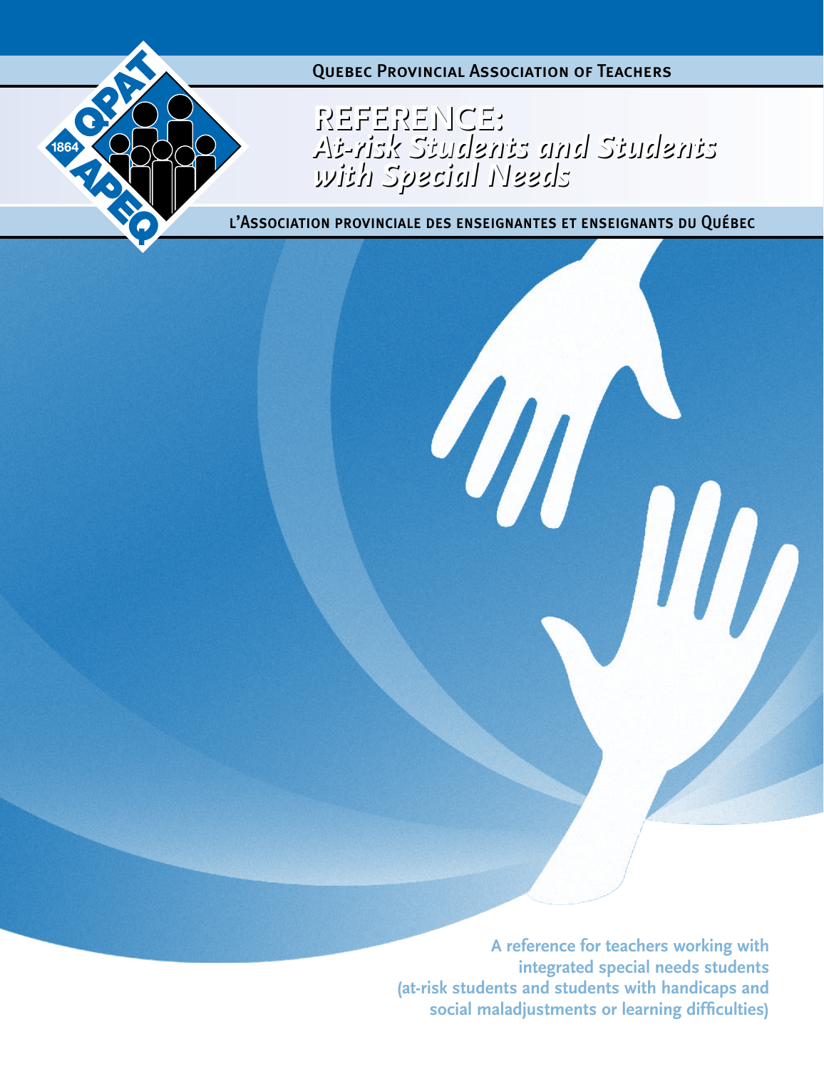Quebec Provincial Association of Teachers

# REFERENCE: *At-risk Students and Students with Special Needs*

l'Association provinciale des enseignantes et enseignants du Québec

**A reference for teachers working with integrated special needs students (at-risk students and students with handicaps and social maladjustments or learning difficulties)**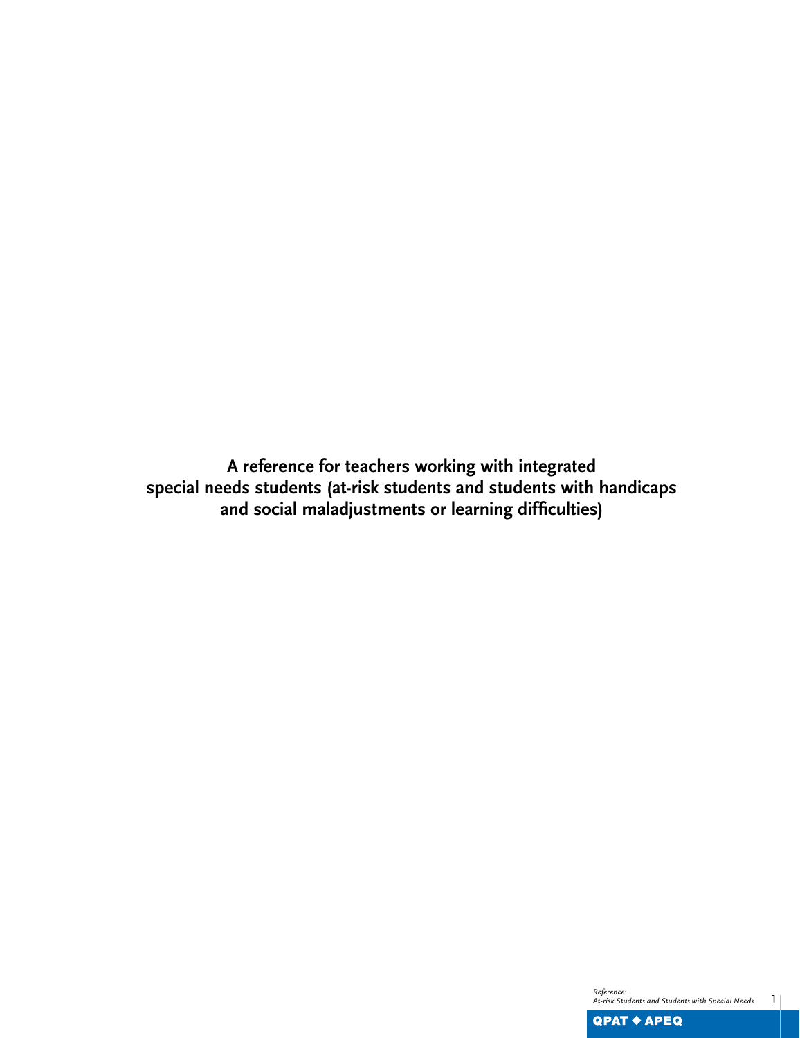**A reference for teachers working with integrated special needs students (at-risk students and students with handicaps and social maladjustments or learning difficulties)**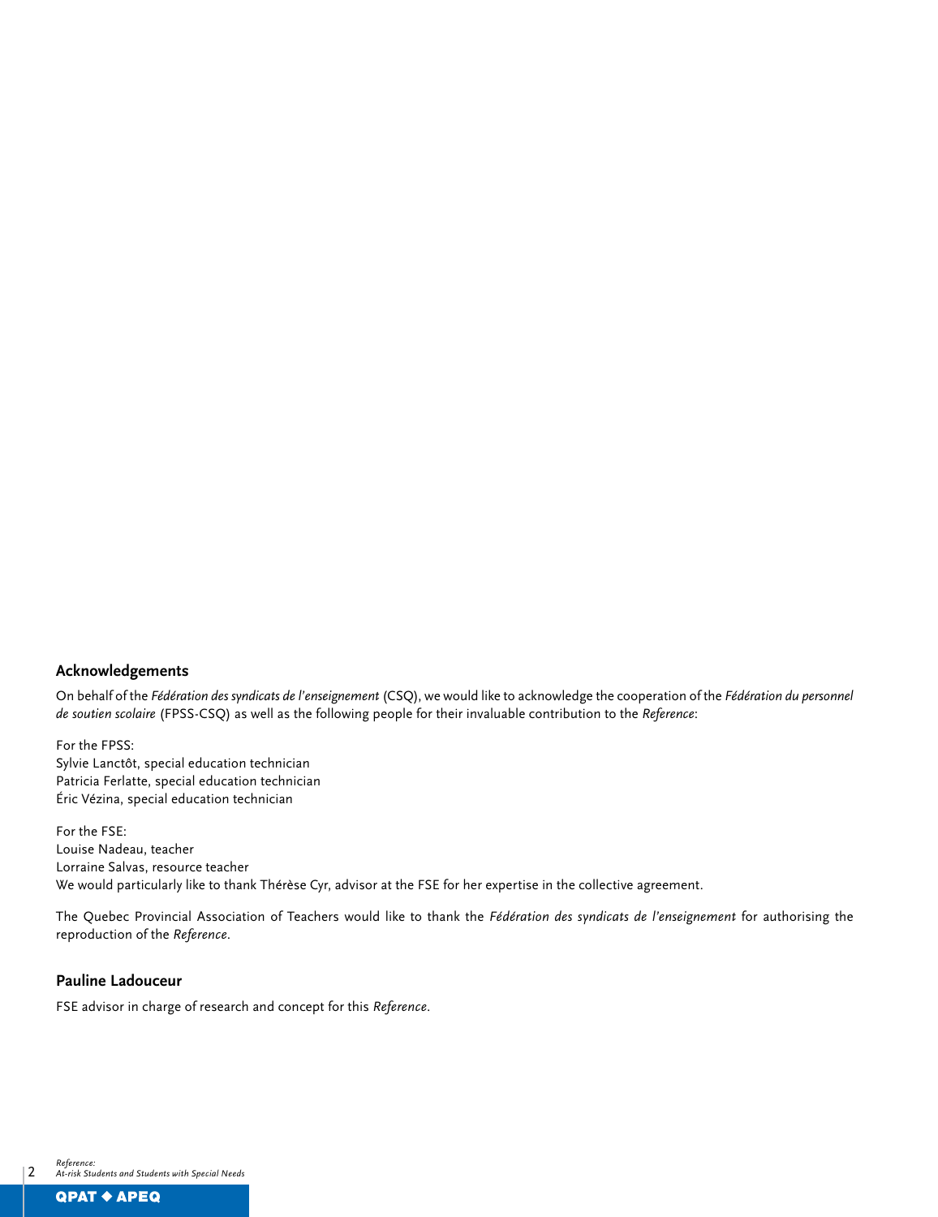## Acknowledgements

On behalf of the *Fédération des syndicats de l'enseignement* (CSQ), we would like to acknowledge the cooperation of the *Fédération du personnel de soutien scolaire* (FPSS-CSQ) as well as the following people for their invaluable contribution to the *Reference*:

For the FPSS:
Sylvie Lanctôt, special education technician
Patricia Ferlatte, special education technician
Éric Vézina, special education technician

For the FSE:
Louise Nadeau, teacher
Lorraine Salvas, resource teacher
We would particularly like to thank Thérèse Cyr, advisor at the FSE for her expertise in the collective agreement.

The Quebec Provincial Association of Teachers would like to thank the *Fédération des syndicats de l'enseignement* for authorising the reproduction of the *Reference*.

## Pauline Ladouceur

FSE advisor in charge of research and concept for this *Reference*.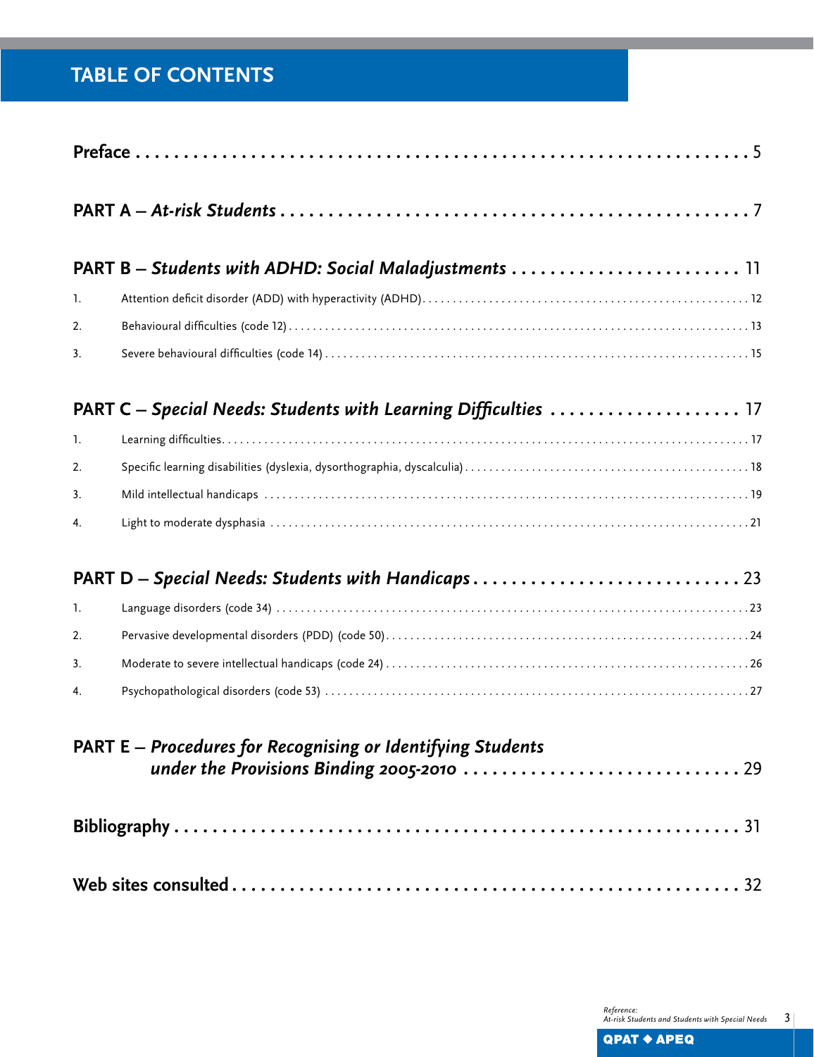# TABLE OF CONTENTS

**Preface** . . . . . . . . . . 5

**PART A – *At-risk Students*** . . . . . . . . . . 7

**PART B – *Students with ADHD: Social Maladjustments*** . . . . . . . . . . 11

1. Attention deficit disorder (ADD) with hyperactivity (ADHD) . . . . . . . . . . 12
2. Behavioural difficulties (code 12) . . . . . . . . . . 13
3. Severe behavioural difficulties (code 14) . . . . . . . . . . 15

**PART C – *Special Needs: Students with Learning Difficulties*** . . . . . . . . . . 17

1. Learning difficulties . . . . . . . . . . 17
2. Specific learning disabilities (dyslexia, dysorthographia, dyscalculia) . . . . . . . . . . 18
3. Mild intellectual handicaps . . . . . . . . . . 19
4. Light to moderate dysphasia . . . . . . . . . . 21

**PART D – *Special Needs: Students with Handicaps*** . . . . . . . . . . 23

1. Language disorders (code 34) . . . . . . . . . . 23
2. Pervasive developmental disorders (PDD) (code 50) . . . . . . . . . . 24
3. Moderate to severe intellectual handicaps (code 24) . . . . . . . . . . 26
4. Psychopathological disorders (code 53) . . . . . . . . . . 27

**PART E – *Procedures for Recognising or Identifying Students under the Provisions Binding 2005-2010*** . . . . . . . . . . 29

**Bibliography** . . . . . . . . . . 31

**Web sites consulted** . . . . . . . . . . 32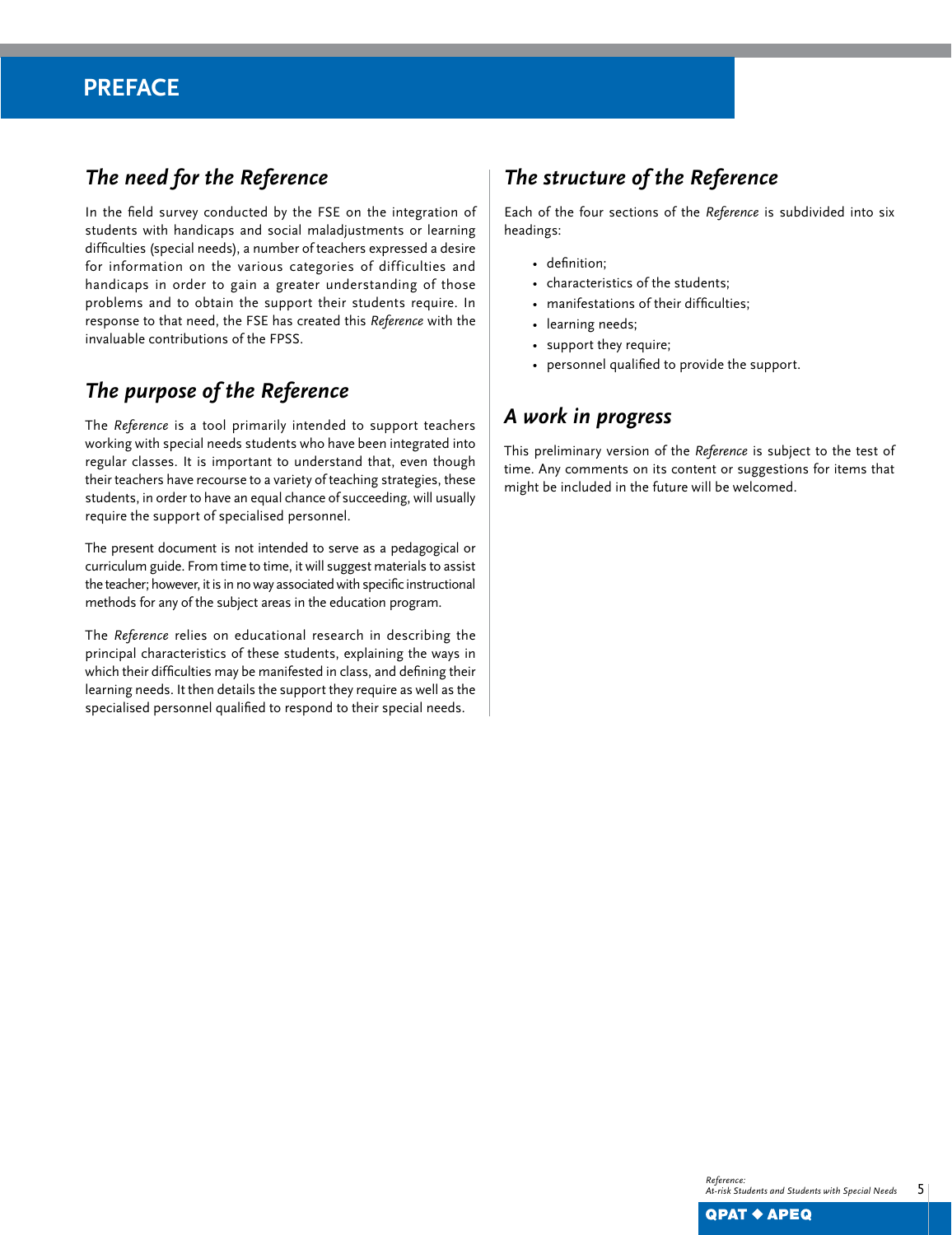# PREFACE

## *The need for the Reference*

In the field survey conducted by the FSE on the integration of students with handicaps and social maladjustments or learning difficulties (special needs), a number of teachers expressed a desire for information on the various categories of difficulties and handicaps in order to gain a greater understanding of those problems and to obtain the support their students require. In response to that need, the FSE has created this *Reference* with the invaluable contributions of the FPSS.

## *The purpose of the Reference*

The *Reference* is a tool primarily intended to support teachers working with special needs students who have been integrated into regular classes. It is important to understand that, even though their teachers have recourse to a variety of teaching strategies, these students, in order to have an equal chance of succeeding, will usually require the support of specialised personnel.

The present document is not intended to serve as a pedagogical or curriculum guide. From time to time, it will suggest materials to assist the teacher; however, it is in no way associated with specific instructional methods for any of the subject areas in the education program.

The *Reference* relies on educational research in describing the principal characteristics of these students, explaining the ways in which their difficulties may be manifested in class, and defining their learning needs. It then details the support they require as well as the specialised personnel qualified to respond to their special needs.

## *The structure of the Reference*

Each of the four sections of the *Reference* is subdivided into six headings:

- definition;
- characteristics of the students;
- manifestations of their difficulties;
- learning needs;
- support they require;
- personnel qualified to provide the support.

## *A work in progress*

This preliminary version of the *Reference* is subject to the test of time. Any comments on its content or suggestions for items that might be included in the future will be welcomed.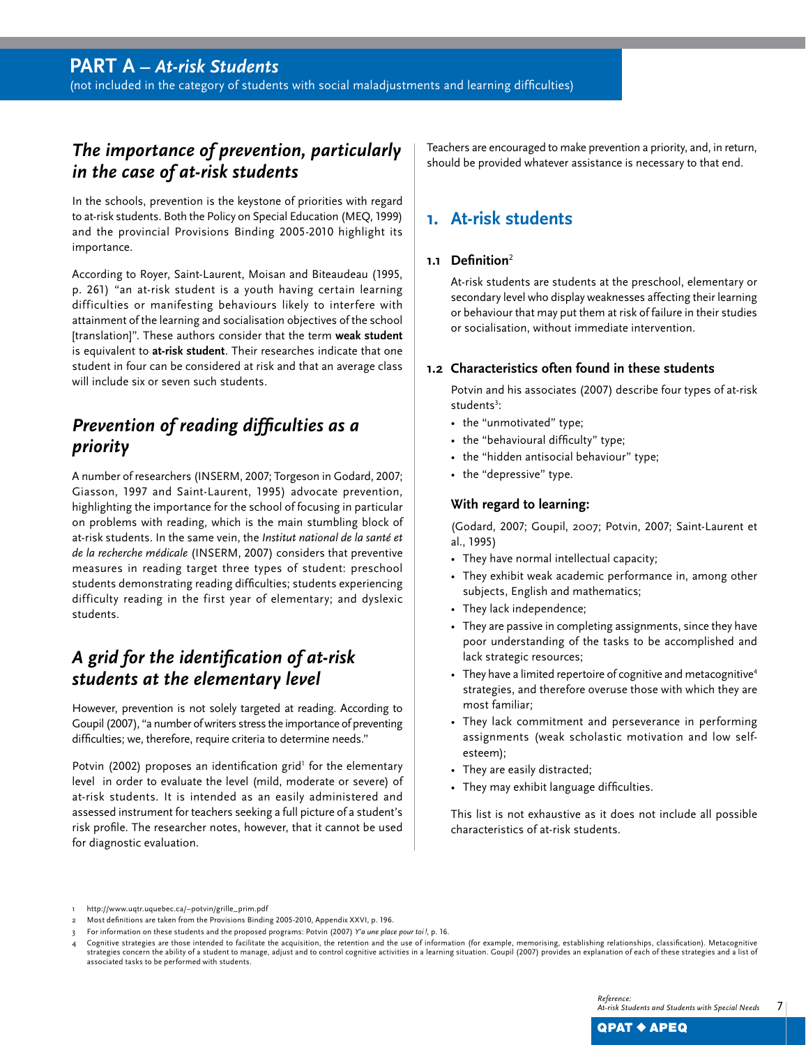# PART A – *At-risk Students*

(not included in the category of students with social maladjustments and learning difficulties)

## *The importance of prevention, particularly in the case of at-risk students*

In the schools, prevention is the keystone of priorities with regard to at-risk students. Both the Policy on Special Education (MEQ, 1999) and the provincial Provisions Binding 2005-2010 highlight its importance.

According to Royer, Saint-Laurent, Moisan and Biteaudeau (1995, p. 261) "an at-risk student is a youth having certain learning difficulties or manifesting behaviours likely to interfere with attainment of the learning and socialisation objectives of the school [translation]". These authors consider that the term **weak student** is equivalent to **at-risk student**. Their researches indicate that one student in four can be considered at risk and that an average class will include six or seven such students.

## *Prevention of reading difficulties as a priority*

A number of researchers (INSERM, 2007; Torgeson in Godard, 2007; Giasson, 1997 and Saint-Laurent, 1995) advocate prevention, highlighting the importance for the school of focusing in particular on problems with reading, which is the main stumbling block of at-risk students. In the same vein, the *Institut national de la santé et de la recherche médicale* (INSERM, 2007) considers that preventive measures in reading target three types of student: preschool students demonstrating reading difficulties; students experiencing difficulty reading in the first year of elementary; and dyslexic students.

## *A grid for the identification of at-risk students at the elementary level*

However, prevention is not solely targeted at reading. According to Goupil (2007), "a number of writers stress the importance of preventing difficulties; we, therefore, require criteria to determine needs."

Potvin (2002) proposes an identification grid[1] for the elementary level in order to evaluate the level (mild, moderate or severe) of at-risk students. It is intended as an easily administered and assessed instrument for teachers seeking a full picture of a student's risk profile. The researcher notes, however, that it cannot be used for diagnostic evaluation.

Teachers are encouraged to make prevention a priority, and, in return, should be provided whatever assistance is necessary to that end.

## 1. At-risk students

### 1.1 Definition[2]

At-risk students are students at the preschool, elementary or secondary level who display weaknesses affecting their learning or behaviour that may put them at risk of failure in their studies or socialisation, without immediate intervention.

### 1.2 Characteristics often found in these students

Potvin and his associates (2007) describe four types of at-risk students[3]:

- the "unmotivated" type;
- the "behavioural difficulty" type;
- the "hidden antisocial behaviour" type;
- the "depressive" type.

#### With regard to learning:

(Godard, 2007; Goupil, 2007; Potvin, 2007; Saint-Laurent et al., 1995)

- They have normal intellectual capacity;
- They exhibit weak academic performance in, among other subjects, English and mathematics;
- They lack independence;
- They are passive in completing assignments, since they have poor understanding of the tasks to be accomplished and lack strategic resources;
- They have a limited repertoire of cognitive and metacognitive[4] strategies, and therefore overuse those with which they are most familiar;
- They lack commitment and perseverance in performing assignments (weak scholastic motivation and low self-esteem);
- They are easily distracted;
- They may exhibit language difficulties.

This list is not exhaustive as it does not include all possible characteristics of at-risk students.

---

1 http://www.uqtr.uquebec.ca/~potvin/grille_prim.pdf

2 Most definitions are taken from the Provisions Binding 2005-2010, Appendix XXVI, p. 196.

3 For information on these students and the proposed programs: Potvin (2007) *Y'a une place pour toi !*, p. 16.

4 Cognitive strategies are those intended to facilitate the acquisition, the retention and the use of information (for example, memorising, establishing relationships, classification). Metacognitive strategies concern the ability of a student to manage, adjust and to control cognitive activities in a learning situation. Goupil (2007) provides an explanation of each of these strategies and a list of associated tasks to be performed with students.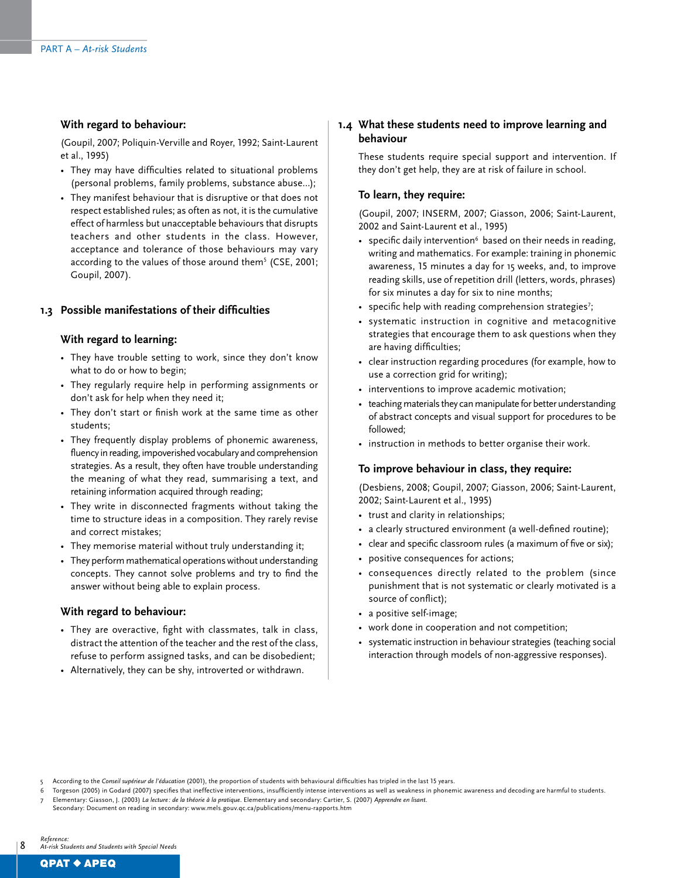### With regard to behaviour:

(Goupil, 2007; Poliquin-Verville and Royer, 1992; Saint-Laurent et al., 1995)

- They may have difficulties related to situational problems (personal problems, family problems, substance abuse...);
- They manifest behaviour that is disruptive or that does not respect established rules; as often as not, it is the cumulative effect of harmless but unacceptable behaviours that disrupts teachers and other students in the class. However, acceptance and tolerance of those behaviours may vary according to the values of those around them[5] (CSE, 2001; Goupil, 2007).

## 1.3 Possible manifestations of their difficulties

### With regard to learning:

- They have trouble setting to work, since they don't know what to do or how to begin;
- They regularly require help in performing assignments or don't ask for help when they need it;
- They don't start or finish work at the same time as other students;
- They frequently display problems of phonemic awareness, fluency in reading, impoverished vocabulary and comprehension strategies. As a result, they often have trouble understanding the meaning of what they read, summarising a text, and retaining information acquired through reading;
- They write in disconnected fragments without taking the time to structure ideas in a composition. They rarely revise and correct mistakes;
- They memorise material without truly understanding it;
- They perform mathematical operations without understanding concepts. They cannot solve problems and try to find the answer without being able to explain process.

### With regard to behaviour:

- They are overactive, fight with classmates, talk in class, distract the attention of the teacher and the rest of the class, refuse to perform assigned tasks, and can be disobedient;
- Alternatively, they can be shy, introverted or withdrawn.

## 1.4 What these students need to improve learning and behaviour

These students require special support and intervention. If they don't get help, they are at risk of failure in school.

### To learn, they require:

(Goupil, 2007; INSERM, 2007; Giasson, 2006; Saint-Laurent, 2002 and Saint-Laurent et al., 1995)

- specific daily intervention[6] based on their needs in reading, writing and mathematics. For example: training in phonemic awareness, 15 minutes a day for 15 weeks, and, to improve reading skills, use of repetition drill (letters, words, phrases) for six minutes a day for six to nine months;
- specific help with reading comprehension strategies[7];
- systematic instruction in cognitive and metacognitive strategies that encourage them to ask questions when they are having difficulties;
- clear instruction regarding procedures (for example, how to use a correction grid for writing);
- interventions to improve academic motivation;
- teaching materials they can manipulate for better understanding of abstract concepts and visual support for procedures to be followed;
- instruction in methods to better organise their work.

### To improve behaviour in class, they require:

(Desbiens, 2008; Goupil, 2007; Giasson, 2006; Saint-Laurent, 2002; Saint-Laurent et al., 1995)

- trust and clarity in relationships;
- a clearly structured environment (a well-defined routine);
- clear and specific classroom rules (a maximum of five or six);
- positive consequences for actions;
- consequences directly related to the problem (since punishment that is not systematic or clearly motivated is a source of conflict);
- a positive self-image;
- work done in cooperation and not competition;
- systematic instruction in behaviour strategies (teaching social interaction through models of non-aggressive responses).

---

5 According to the *Conseil supérieur de l'éducation* (2001), the proportion of students with behavioural difficulties has tripled in the last 15 years.

6 Torgeson (2005) in Godard (2007) specifies that ineffective interventions, insufficiently intense interventions as well as weakness in phonemic awareness and decoding are harmful to students.

7 Elementary: Giasson, J. (2003) *La lecture : de la théorie à la pratique*. Elementary and secondary: Cartier, S. (2007) *Apprendre en lisant*.
Secondary: Document on reading in secondary: www.mels.gouv.qc.ca/publications/menu-rapports.htm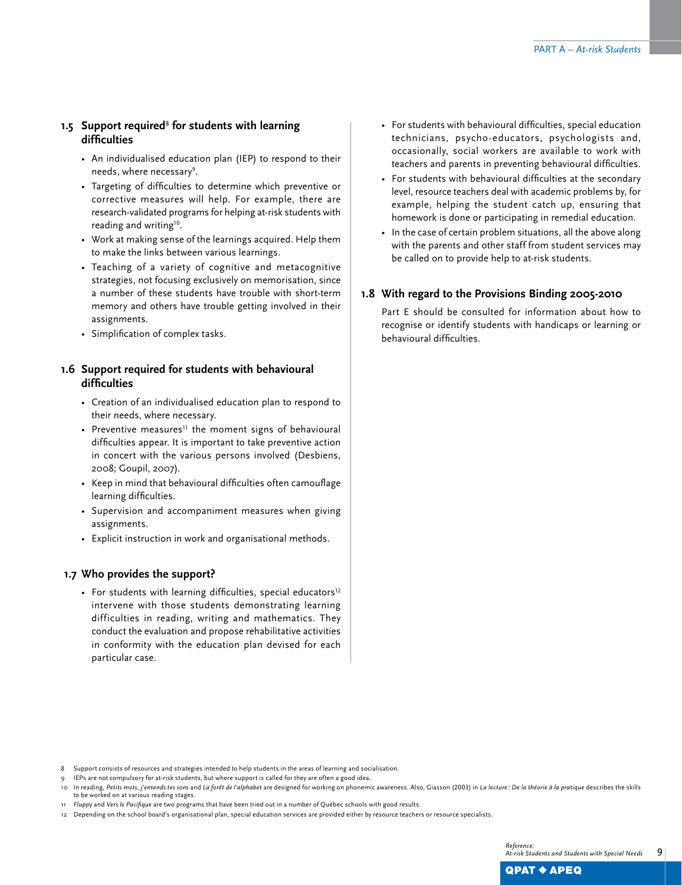### 1.5 Support required[8] for students with learning difficulties

- An individualised education plan (IEP) to respond to their needs, where necessary[9].
- Targeting of difficulties to determine which preventive or corrective measures will help. For example, there are research-validated programs for helping at-risk students with reading and writing[10].
- Work at making sense of the learnings acquired. Help them to make the links between various learnings.
- Teaching of a variety of cognitive and metacognitive strategies, not focusing exclusively on memorisation, since a number of these students have trouble with short-term memory and others have trouble getting involved in their assignments.
- Simplification of complex tasks.

### 1.6 Support required for students with behavioural difficulties

- Creation of an individualised education plan to respond to their needs, where necessary.
- Preventive measures[11] the moment signs of behavioural difficulties appear. It is important to take preventive action in concert with the various persons involved (Desbiens, 2008; Goupil, 2007).
- Keep in mind that behavioural difficulties often camouflage learning difficulties.
- Supervision and accompaniment measures when giving assignments.
- Explicit instruction in work and organisational methods.

### 1.7 Who provides the support?

- For students with learning difficulties, special educators[12] intervene with those students demonstrating learning difficulties in reading, writing and mathematics. They conduct the evaluation and propose rehabilitative activities in conformity with the education plan devised for each particular case.
- For students with behavioural difficulties, special education technicians, psycho-educators, psychologists and, occasionally, social workers are available to work with teachers and parents in preventing behavioural difficulties.
- For students with behavioural difficulties at the secondary level, resource teachers deal with academic problems by, for example, helping the student catch up, ensuring that homework is done or participating in remedial education.
- In the case of certain problem situations, all the above along with the parents and other staff from student services may be called on to provide help to at-risk students.

### 1.8 With regard to the Provisions Binding 2005-2010

Part E should be consulted for information about how to recognise or identify students with handicaps or learning or behavioural difficulties.

---

8 Support consists of resources and strategies intended to help students in the areas of learning and socialisation.

9 IEPs are not compulsory for at-risk students, but where support is called for they are often a good idea.

10 In reading, *Petits mots, j'entends tes sons* and *La forêt de l'alphabet* are designed for working on phonemic awareness. Also, Giasson (2003) in *La lecture : De la théorie à la pratique* describes the skills to be worked on at various reading stages.

11 *Fluppy* and *Vers le Pacifique* are two programs that have been tried out in a number of Québec schools with good results.

12 Depending on the school board's organisational plan, special education services are provided either by resource teachers or resource specialists.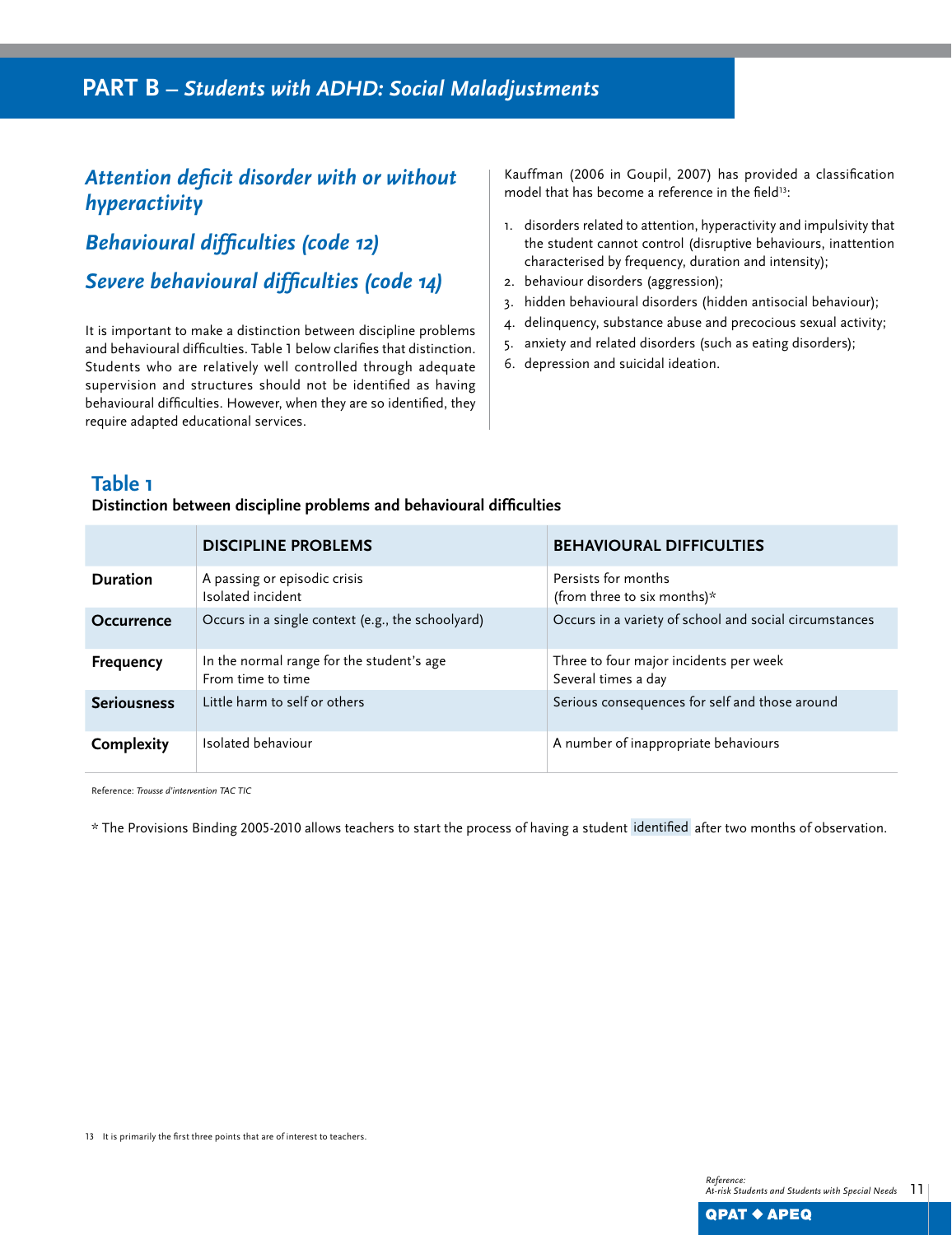## PART B – *Students with ADHD: Social Maladjustments*

### *Attention deficit disorder with or without hyperactivity*

### *Behavioural difficulties (code 12)*

### *Severe behavioural difficulties (code 14)*

It is important to make a distinction between discipline problems and behavioural difficulties. Table 1 below clarifies that distinction. Students who are relatively well controlled through adequate supervision and structures should not be identified as having behavioural difficulties. However, when they are so identified, they require adapted educational services.

Kauffman (2006 in Goupil, 2007) has provided a classification model that has become a reference in the field[13]:

1. disorders related to attention, hyperactivity and impulsivity that the student cannot control (disruptive behaviours, inattention characterised by frequency, duration and intensity);
2. behaviour disorders (aggression);
3. hidden behavioural disorders (hidden antisocial behaviour);
4. delinquency, substance abuse and precocious sexual activity;
5. anxiety and related disorders (such as eating disorders);
6. depression and suicidal ideation.

**Table 1**

**Distinction between discipline problems and behavioural difficulties**

| | DISCIPLINE PROBLEMS | BEHAVIOURAL DIFFICULTIES |
|---|---|---|
| **Duration** | A passing or episodic crisis<br>Isolated incident | Persists for months<br>(from three to six months)* |
| **Occurrence** | Occurs in a single context (e.g., the schoolyard) | Occurs in a variety of school and social circumstances |
| **Frequency** | In the normal range for the student's age<br>From time to time | Three to four major incidents per week<br>Several times a day |
| **Seriousness** | Little harm to self or others | Serious consequences for self and those around |
| **Complexity** | Isolated behaviour | A number of inappropriate behaviours |

Reference: *Trousse d'intervention TAC TIC*

* The Provisions Binding 2005-2010 allows teachers to start the process of having a student identified after two months of observation.

13 It is primarily the first three points that are of interest to teachers.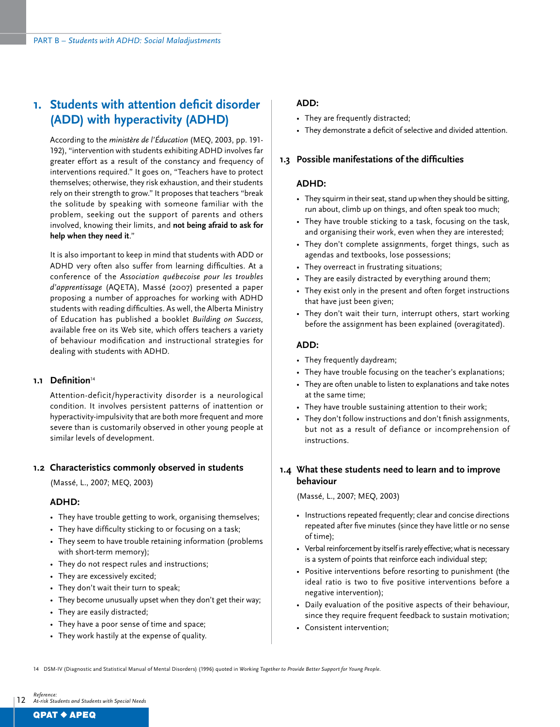# 1. Students with attention deficit disorder (ADD) with hyperactivity (ADHD)

According to the *ministère de l'Éducation* (MEQ, 2003, pp. 191-192), "intervention with students exhibiting ADHD involves far greater effort as a result of the constancy and frequency of interventions required." It goes on, "Teachers have to protect themselves; otherwise, they risk exhaustion, and their students rely on their strength to grow." It proposes that teachers "break the solitude by speaking with someone familiar with the problem, seeking out the support of parents and others involved, knowing their limits, and **not being afraid to ask for help when they need it**."

It is also important to keep in mind that students with ADD or ADHD very often also suffer from learning difficulties. At a conference of the *Association québecoise pour les troubles d'apprentissage* (AQETA), Massé (2007) presented a paper proposing a number of approaches for working with ADHD students with reading difficulties. As well, the Alberta Ministry of Education has published a booklet *Building on Success*, available free on its Web site, which offers teachers a variety of behaviour modification and instructional strategies for dealing with students with ADHD.

## 1.1 Definition[14]

Attention-deficit/hyperactivity disorder is a neurological condition. It involves persistent patterns of inattention or hyperactivity-impulsivity that are both more frequent and more severe than is customarily observed in other young people at similar levels of development.

## 1.2 Characteristics commonly observed in students

(Massé, L., 2007; MEQ, 2003)

### ADHD:

- They have trouble getting to work, organising themselves;
- They have difficulty sticking to or focusing on a task;
- They seem to have trouble retaining information (problems with short-term memory);
- They do not respect rules and instructions;
- They are excessively excited;
- They don't wait their turn to speak;
- They become unusually upset when they don't get their way;
- They are easily distracted;
- They have a poor sense of time and space;
- They work hastily at the expense of quality.

### ADD:

- They are frequently distracted;
- They demonstrate a deficit of selective and divided attention.

## 1.3 Possible manifestations of the difficulties

### ADHD:

- They squirm in their seat, stand up when they should be sitting, run about, climb up on things, and often speak too much;
- They have trouble sticking to a task, focusing on the task, and organising their work, even when they are interested;
- They don't complete assignments, forget things, such as agendas and textbooks, lose possessions;
- They overreact in frustrating situations;
- They are easily distracted by everything around them;
- They exist only in the present and often forget instructions that have just been given;
- They don't wait their turn, interrupt others, start working before the assignment has been explained (overagitated).

### ADD:

- They frequently daydream;
- They have trouble focusing on the teacher's explanations;
- They are often unable to listen to explanations and take notes at the same time;
- They have trouble sustaining attention to their work;
- They don't follow instructions and don't finish assignments, but not as a result of defiance or incomprehension of instructions.

## 1.4 What these students need to learn and to improve behaviour

(Massé, L., 2007; MEQ, 2003)

- Instructions repeated frequently; clear and concise directions repeated after five minutes (since they have little or no sense of time);
- Verbal reinforcement by itself is rarely effective; what is necessary is a system of points that reinforce each individual step;
- Positive interventions before resorting to punishment (the ideal ratio is two to five positive interventions before a negative intervention);
- Daily evaluation of the positive aspects of their behaviour, since they require frequent feedback to sustain motivation;
- Consistent intervention;

---

14 DSM-IV (Diagnostic and Statistical Manual of Mental Disorders) (1996) quoted in *Working Together to Provide Better Support for Young People*.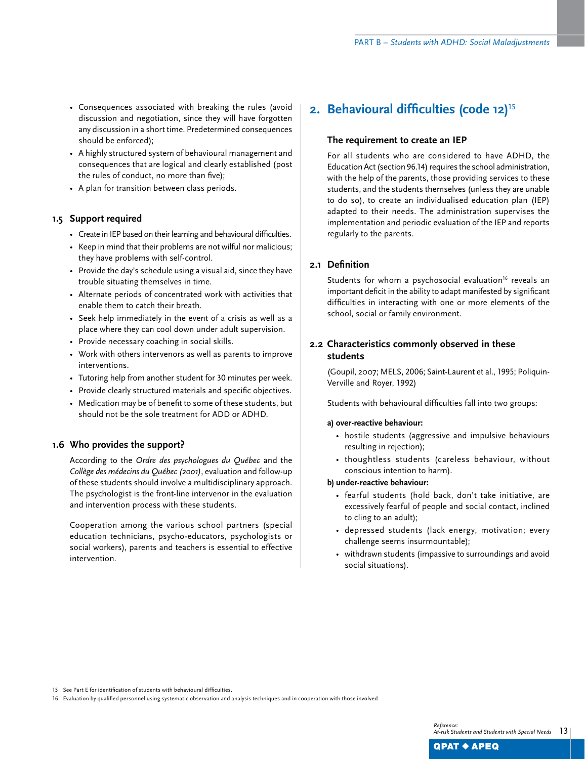- Consequences associated with breaking the rules (avoid discussion and negotiation, since they will have forgotten any discussion in a short time. Predetermined consequences should be enforced);
- A highly structured system of behavioural management and consequences that are logical and clearly established (post the rules of conduct, no more than five);
- A plan for transition between class periods.

### 1.5 Support required

- Create in IEP based on their learning and behavioural difficulties.
- Keep in mind that their problems are not wilful nor malicious; they have problems with self-control.
- Provide the day's schedule using a visual aid, since they have trouble situating themselves in time.
- Alternate periods of concentrated work with activities that enable them to catch their breath.
- Seek help immediately in the event of a crisis as well as a place where they can cool down under adult supervision.
- Provide necessary coaching in social skills.
- Work with others intervenors as well as parents to improve interventions.
- Tutoring help from another student for 30 minutes per week.
- Provide clearly structured materials and specific objectives.
- Medication may be of benefit to some of these students, but should not be the sole treatment for ADD or ADHD.

### 1.6 Who provides the support?

According to the *Ordre des psychologues du Québec* and the *Collège des médecins du Québec (2001)*, evaluation and follow-up of these students should involve a multidisciplinary approach. The psychologist is the front-line intervenor in the evaluation and intervention process with these students.

Cooperation among the various school partners (special education technicians, psycho-educators, psychologists or social workers), parents and teachers is essential to effective intervention.

## 2. Behavioural difficulties (code 12)[15]

### The requirement to create an IEP

For all students who are considered to have ADHD, the Education Act (section 96.14) requires the school administration, with the help of the parents, those providing services to these students, and the students themselves (unless they are unable to do so), to create an individualised education plan (IEP) adapted to their needs. The administration supervises the implementation and periodic evaluation of the IEP and reports regularly to the parents.

### 2.1 Definition

Students for whom a psychosocial evaluation[16] reveals an important deficit in the ability to adapt manifested by significant difficulties in interacting with one or more elements of the school, social or family environment.

### 2.2 Characteristics commonly observed in these students

(Goupil, 2007; MELS, 2006; Saint-Laurent et al., 1995; Poliquin-Verville and Royer, 1992)

Students with behavioural difficulties fall into two groups:

**a) over-reactive behaviour:**

- hostile students (aggressive and impulsive behaviours resulting in rejection);
- thoughtless students (careless behaviour, without conscious intention to harm).

**b) under-reactive behaviour:**

- fearful students (hold back, don't take initiative, are excessively fearful of people and social contact, inclined to cling to an adult);
- depressed students (lack energy, motivation; every challenge seems insurmountable);
- withdrawn students (impassive to surroundings and avoid social situations).

---

15 See Part E for identification of students with behavioural difficulties.

16 Evaluation by qualified personnel using systematic observation and analysis techniques and in cooperation with those involved.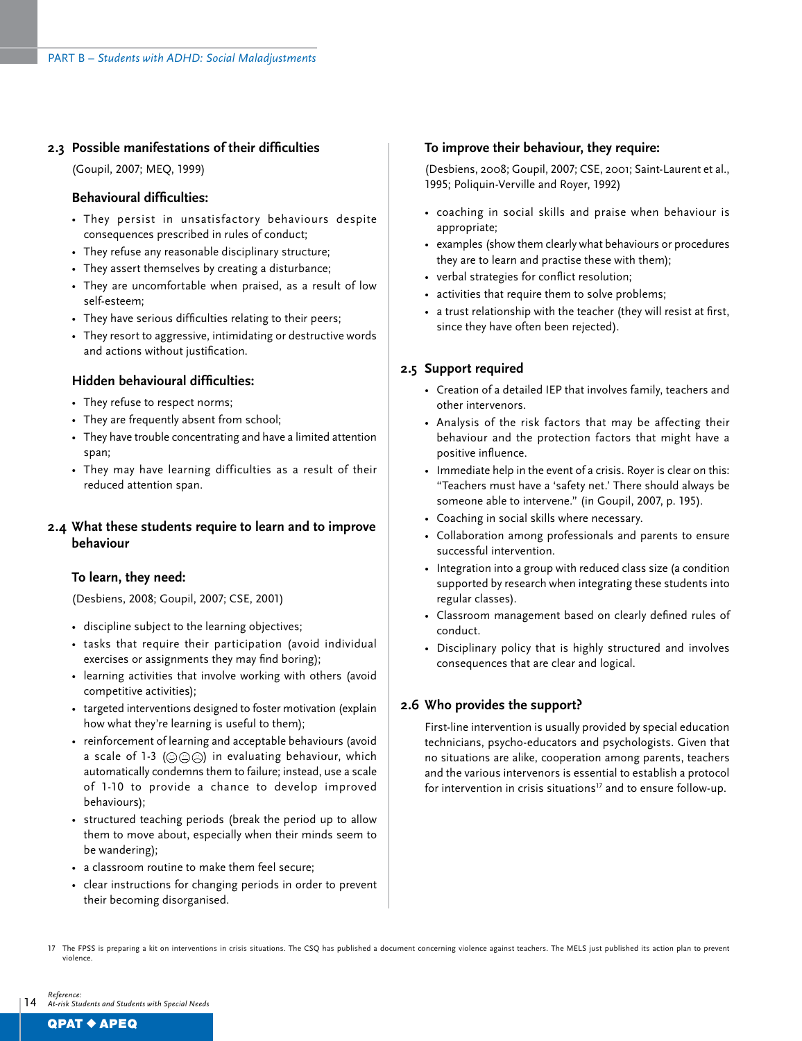## 2.3 Possible manifestations of their difficulties

(Goupil, 2007; MEQ, 1999)

### Behavioural difficulties:

- They persist in unsatisfactory behaviours despite consequences prescribed in rules of conduct;
- They refuse any reasonable disciplinary structure;
- They assert themselves by creating a disturbance;
- They are uncomfortable when praised, as a result of low self-esteem;
- They have serious difficulties relating to their peers;
- They resort to aggressive, intimidating or destructive words and actions without justification.

### Hidden behavioural difficulties:

- They refuse to respect norms;
- They are frequently absent from school;
- They have trouble concentrating and have a limited attention span;
- They may have learning difficulties as a result of their reduced attention span.

## 2.4 What these students require to learn and to improve behaviour

### To learn, they need:

(Desbiens, 2008; Goupil, 2007; CSE, 2001)

- discipline subject to the learning objectives;
- tasks that require their participation (avoid individual exercises or assignments they may find boring);
- learning activities that involve working with others (avoid competitive activities);
- targeted interventions designed to foster motivation (explain how what they're learning is useful to them);
- reinforcement of learning and acceptable behaviours (avoid a scale of 1-3 (☺😐☹) in evaluating behaviour, which automatically condemns them to failure; instead, use a scale of 1-10 to provide a chance to develop improved behaviours);
- structured teaching periods (break the period up to allow them to move about, especially when their minds seem to be wandering);
- a classroom routine to make them feel secure;
- clear instructions for changing periods in order to prevent their becoming disorganised.

### To improve their behaviour, they require:

(Desbiens, 2008; Goupil, 2007; CSE, 2001; Saint-Laurent et al., 1995; Poliquin-Verville and Royer, 1992)

- coaching in social skills and praise when behaviour is appropriate;
- examples (show them clearly what behaviours or procedures they are to learn and practise these with them);
- verbal strategies for conflict resolution;
- activities that require them to solve problems;
- a trust relationship with the teacher (they will resist at first, since they have often been rejected).

## 2.5 Support required

- Creation of a detailed IEP that involves family, teachers and other intervenors.
- Analysis of the risk factors that may be affecting their behaviour and the protection factors that might have a positive influence.
- Immediate help in the event of a crisis. Royer is clear on this: "Teachers must have a 'safety net.' There should always be someone able to intervene." (in Goupil, 2007, p. 195).
- Coaching in social skills where necessary.
- Collaboration among professionals and parents to ensure successful intervention.
- Integration into a group with reduced class size (a condition supported by research when integrating these students into regular classes).
- Classroom management based on clearly defined rules of conduct.
- Disciplinary policy that is highly structured and involves consequences that are clear and logical.

## 2.6 Who provides the support?

First-line intervention is usually provided by special education technicians, psycho-educators and psychologists. Given that no situations are alike, cooperation among parents, teachers and the various intervenors is essential to establish a protocol for intervention in crisis situations[17] and to ensure follow-up.

17 The FPSS is preparing a kit on interventions in crisis situations. The CSQ has published a document concerning violence against teachers. The MELS just published its action plan to prevent violence.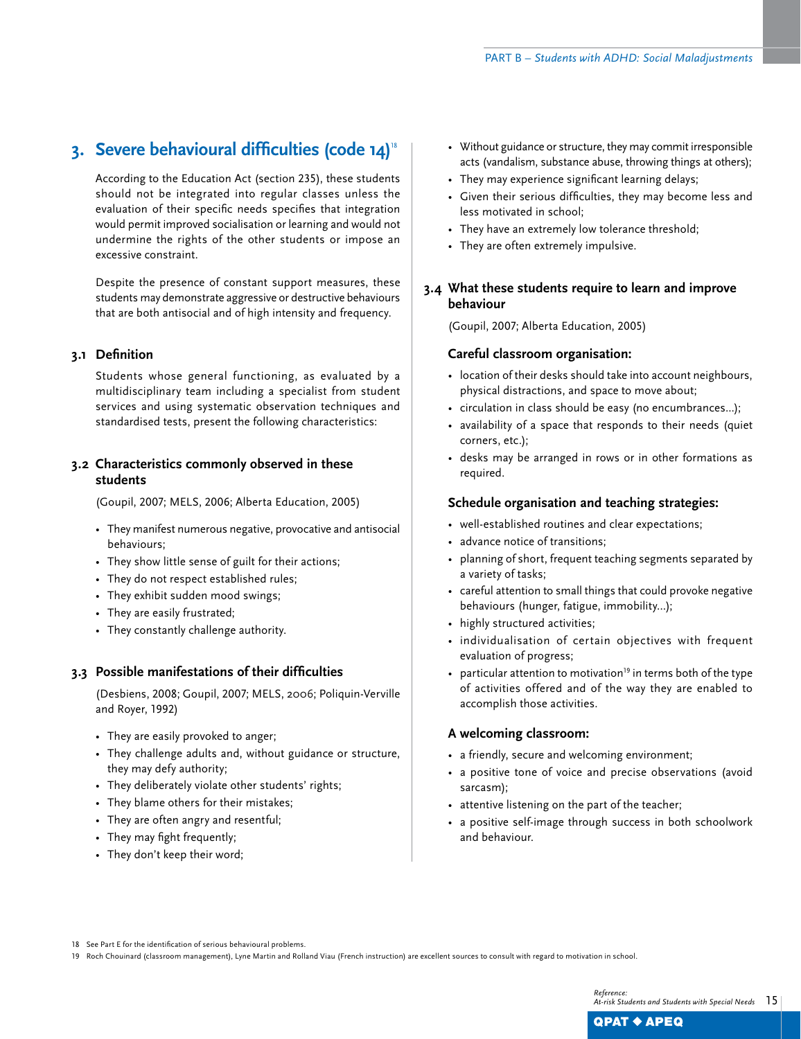## 3. Severe behavioural difficulties (code 14)[18]

According to the Education Act (section 235), these students should not be integrated into regular classes unless the evaluation of their specific needs specifies that integration would permit improved socialisation or learning and would not undermine the rights of the other students or impose an excessive constraint.

Despite the presence of constant support measures, these students may demonstrate aggressive or destructive behaviours that are both antisocial and of high intensity and frequency.

### 3.1 Definition

Students whose general functioning, as evaluated by a multidisciplinary team including a specialist from student services and using systematic observation techniques and standardised tests, present the following characteristics:

### 3.2 Characteristics commonly observed in these students

(Goupil, 2007; MELS, 2006; Alberta Education, 2005)

- They manifest numerous negative, provocative and antisocial behaviours;
- They show little sense of guilt for their actions;
- They do not respect established rules;
- They exhibit sudden mood swings;
- They are easily frustrated;
- They constantly challenge authority.

### 3.3 Possible manifestations of their difficulties

(Desbiens, 2008; Goupil, 2007; MELS, 2006; Poliquin-Verville and Royer, 1992)

- They are easily provoked to anger;
- They challenge adults and, without guidance or structure, they may defy authority;
- They deliberately violate other students' rights;
- They blame others for their mistakes;
- They are often angry and resentful;
- They may fight frequently;
- They don't keep their word;
- Without guidance or structure, they may commit irresponsible acts (vandalism, substance abuse, throwing things at others);
- They may experience significant learning delays;
- Given their serious difficulties, they may become less and less motivated in school;
- They have an extremely low tolerance threshold;
- They are often extremely impulsive.

### 3.4 What these students require to learn and improve behaviour

(Goupil, 2007; Alberta Education, 2005)

#### Careful classroom organisation:

- location of their desks should take into account neighbours, physical distractions, and space to move about;
- circulation in class should be easy (no encumbrances…);
- availability of a space that responds to their needs (quiet corners, etc.);
- desks may be arranged in rows or in other formations as required.

#### Schedule organisation and teaching strategies:

- well-established routines and clear expectations;
- advance notice of transitions;
- planning of short, frequent teaching segments separated by a variety of tasks;
- careful attention to small things that could provoke negative behaviours (hunger, fatigue, immobility…);
- highly structured activities;
- individualisation of certain objectives with frequent evaluation of progress;
- particular attention to motivation[19] in terms both of the type of activities offered and of the way they are enabled to accomplish those activities.

#### A welcoming classroom:

- a friendly, secure and welcoming environment;
- a positive tone of voice and precise observations (avoid sarcasm);
- attentive listening on the part of the teacher;
- a positive self-image through success in both schoolwork and behaviour.

---

18 See Part E for the identification of serious behavioural problems.

19 Roch Chouinard (classroom management), Lyne Martin and Rolland Viau (French instruction) are excellent sources to consult with regard to motivation in school.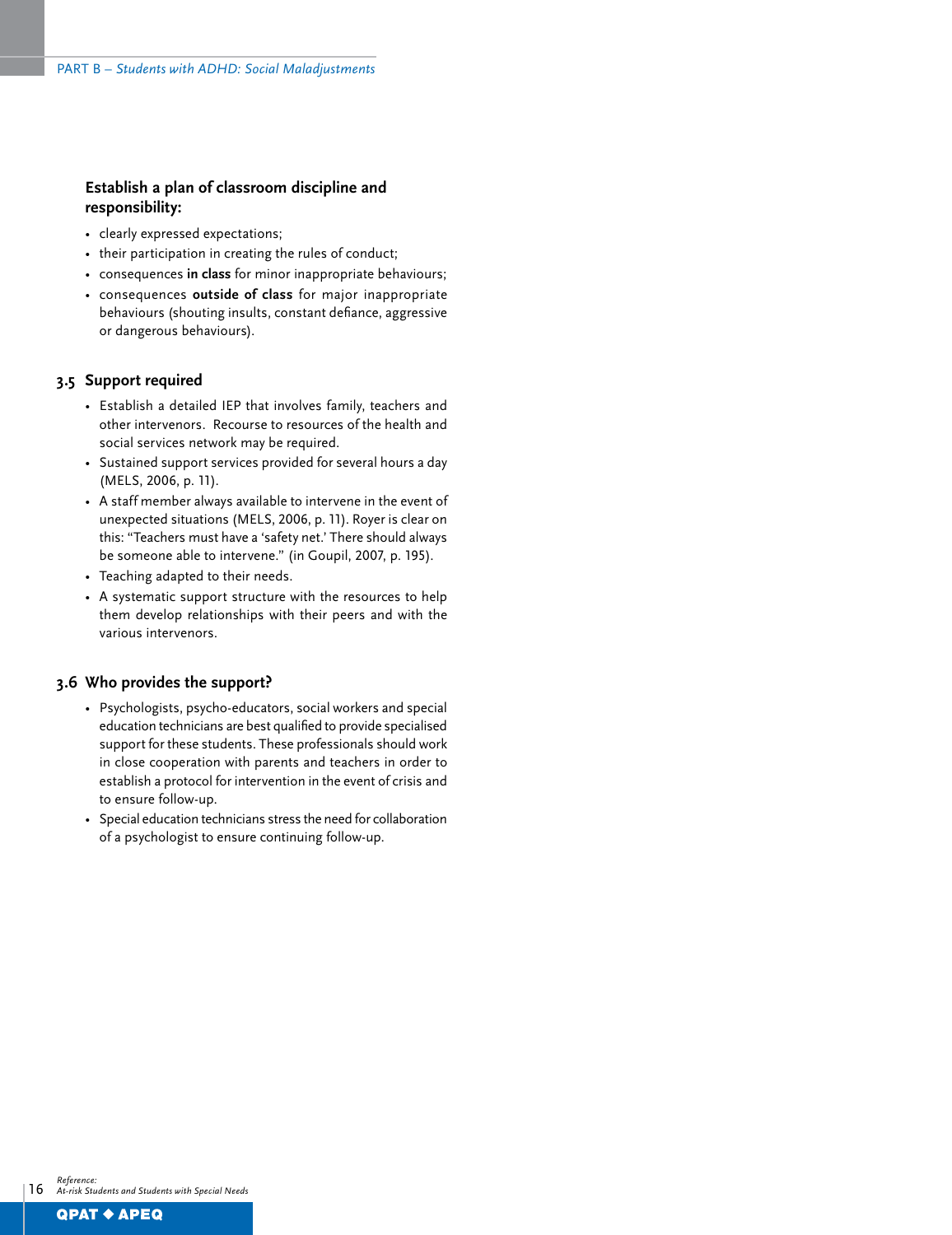**Establish a plan of classroom discipline and responsibility:**

- clearly expressed expectations;
- their participation in creating the rules of conduct;
- consequences **in class** for minor inappropriate behaviours;
- consequences **outside of class** for major inappropriate behaviours (shouting insults, constant defiance, aggressive or dangerous behaviours).

## 3.5 Support required

- Establish a detailed IEP that involves family, teachers and other intervenors. Recourse to resources of the health and social services network may be required.
- Sustained support services provided for several hours a day (MELS, 2006, p. 11).
- A staff member always available to intervene in the event of unexpected situations (MELS, 2006, p. 11). Royer is clear on this: "Teachers must have a 'safety net.' There should always be someone able to intervene." (in Goupil, 2007, p. 195).
- Teaching adapted to their needs.
- A systematic support structure with the resources to help them develop relationships with their peers and with the various intervenors.

## 3.6 Who provides the support?

- Psychologists, psycho-educators, social workers and special education technicians are best qualified to provide specialised support for these students. These professionals should work in close cooperation with parents and teachers in order to establish a protocol for intervention in the event of crisis and to ensure follow-up.
- Special education technicians stress the need for collaboration of a psychologist to ensure continuing follow-up.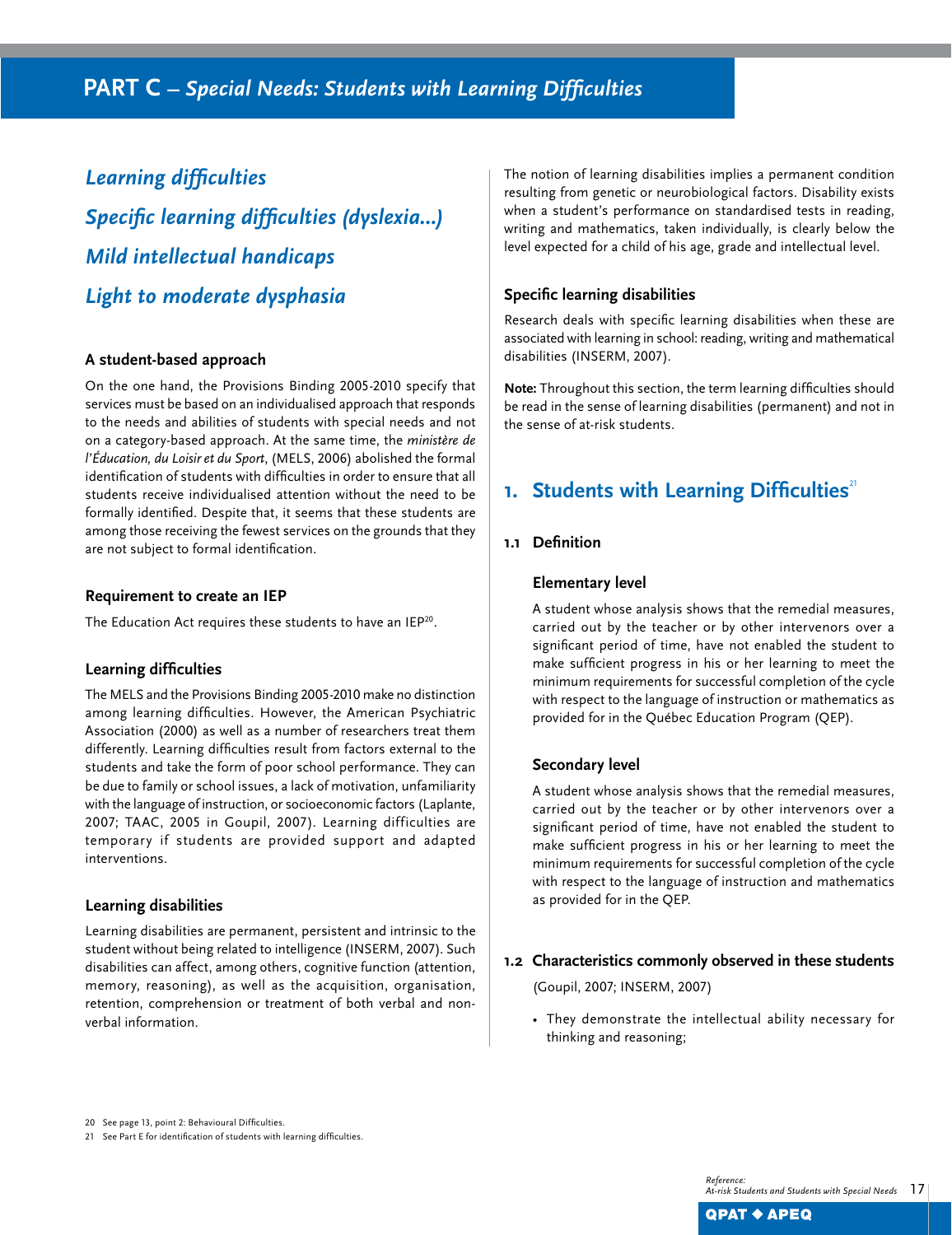# PART C – *Special Needs: Students with Learning Difficulties*

## *Learning difficulties*

## *Specific learning difficulties (dyslexia...)*

## *Mild intellectual handicaps*

## *Light to moderate dysphasia*

### A student-based approach

On the one hand, the Provisions Binding 2005-2010 specify that services must be based on an individualised approach that responds to the needs and abilities of students with special needs and not on a category-based approach. At the same time, the *ministère de l'Éducation, du Loisir et du Sport*, (MELS, 2006) abolished the formal identification of students with difficulties in order to ensure that all students receive individualised attention without the need to be formally identified. Despite that, it seems that these students are among those receiving the fewest services on the grounds that they are not subject to formal identification.

### Requirement to create an IEP

The Education Act requires these students to have an IEP[20].

### Learning difficulties

The MELS and the Provisions Binding 2005-2010 make no distinction among learning difficulties. However, the American Psychiatric Association (2000) as well as a number of researchers treat them differently. Learning difficulties result from factors external to the students and take the form of poor school performance. They can be due to family or school issues, a lack of motivation, unfamiliarity with the language of instruction, or socioeconomic factors (Laplante, 2007; TAAC, 2005 in Goupil, 2007). Learning difficulties are temporary if students are provided support and adapted interventions.

### Learning disabilities

Learning disabilities are permanent, persistent and intrinsic to the student without being related to intelligence (INSERM, 2007). Such disabilities can affect, among others, cognitive function (attention, memory, reasoning), as well as the acquisition, organisation, retention, comprehension or treatment of both verbal and non-verbal information.

The notion of learning disabilities implies a permanent condition resulting from genetic or neurobiological factors. Disability exists when a student's performance on standardised tests in reading, writing and mathematics, taken individually, is clearly below the level expected for a child of his age, grade and intellectual level.

### Specific learning disabilities

Research deals with specific learning disabilities when these are associated with learning in school: reading, writing and mathematical disabilities (INSERM, 2007).

**Note:** Throughout this section, the term learning difficulties should be read in the sense of learning disabilities (permanent) and not in the sense of at-risk students.

## 1. Students with Learning Difficulties[21]

### 1.1 Definition

#### Elementary level

A student whose analysis shows that the remedial measures, carried out by the teacher or by other intervenors over a significant period of time, have not enabled the student to make sufficient progress in his or her learning to meet the minimum requirements for successful completion of the cycle with respect to the language of instruction or mathematics as provided for in the Québec Education Program (QEP).

#### Secondary level

A student whose analysis shows that the remedial measures, carried out by the teacher or by other intervenors over a significant period of time, have not enabled the student to make sufficient progress in his or her learning to meet the minimum requirements for successful completion of the cycle with respect to the language of instruction and mathematics as provided for in the QEP.

### 1.2 Characteristics commonly observed in these students

(Goupil, 2007; INSERM, 2007)

- They demonstrate the intellectual ability necessary for thinking and reasoning;

20 See page 13, point 2: Behavioural Difficulties.

21 See Part E for identification of students with learning difficulties.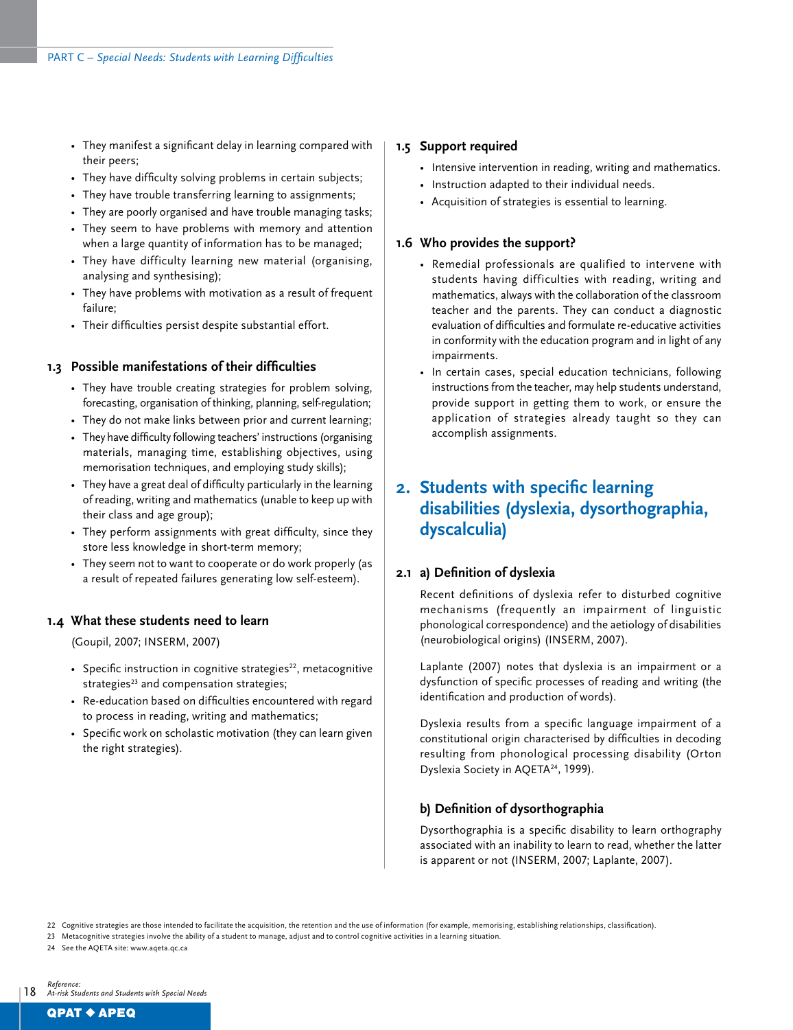- They manifest a significant delay in learning compared with their peers;
- They have difficulty solving problems in certain subjects;
- They have trouble transferring learning to assignments;
- They are poorly organised and have trouble managing tasks;
- They seem to have problems with memory and attention when a large quantity of information has to be managed;
- They have difficulty learning new material (organising, analysing and synthesising);
- They have problems with motivation as a result of frequent failure;
- Their difficulties persist despite substantial effort.

### 1.3 Possible manifestations of their difficulties

- They have trouble creating strategies for problem solving, forecasting, organisation of thinking, planning, self-regulation;
- They do not make links between prior and current learning;
- They have difficulty following teachers' instructions (organising materials, managing time, establishing objectives, using memorisation techniques, and employing study skills);
- They have a great deal of difficulty particularly in the learning of reading, writing and mathematics (unable to keep up with their class and age group);
- They perform assignments with great difficulty, since they store less knowledge in short-term memory;
- They seem not to want to cooperate or do work properly (as a result of repeated failures generating low self-esteem).

### 1.4 What these students need to learn

(Goupil, 2007; INSERM, 2007)

- Specific instruction in cognitive strategies[22], metacognitive strategies[23] and compensation strategies;
- Re-education based on difficulties encountered with regard to process in reading, writing and mathematics;
- Specific work on scholastic motivation (they can learn given the right strategies).

### 1.5 Support required

- Intensive intervention in reading, writing and mathematics.
- Instruction adapted to their individual needs.
- Acquisition of strategies is essential to learning.

### 1.6 Who provides the support?

- Remedial professionals are qualified to intervene with students having difficulties with reading, writing and mathematics, always with the collaboration of the classroom teacher and the parents. They can conduct a diagnostic evaluation of difficulties and formulate re-educative activities in conformity with the education program and in light of any impairments.
- In certain cases, special education technicians, following instructions from the teacher, may help students understand, provide support in getting them to work, or ensure the application of strategies already taught so they can accomplish assignments.

## 2. Students with specific learning disabilities (dyslexia, dysorthographia, dyscalculia)

### 2.1 a) Definition of dyslexia

Recent definitions of dyslexia refer to disturbed cognitive mechanisms (frequently an impairment of linguistic phonological correspondence) and the aetiology of disabilities (neurobiological origins) (INSERM, 2007).

Laplante (2007) notes that dyslexia is an impairment or a dysfunction of specific processes of reading and writing (the identification and production of words).

Dyslexia results from a specific language impairment of a constitutional origin characterised by difficulties in decoding resulting from phonological processing disability (Orton Dyslexia Society in AQETA[24], 1999).

### b) Definition of dysorthographia

Dysorthographia is a specific disability to learn orthography associated with an inability to learn to read, whether the latter is apparent or not (INSERM, 2007; Laplante, 2007).

---

22 Cognitive strategies are those intended to facilitate the acquisition, the retention and the use of information (for example, memorising, establishing relationships, classification).

23 Metacognitive strategies involve the ability of a student to manage, adjust and to control cognitive activities in a learning situation.

24 See the AQETA site: www.aqeta.qc.ca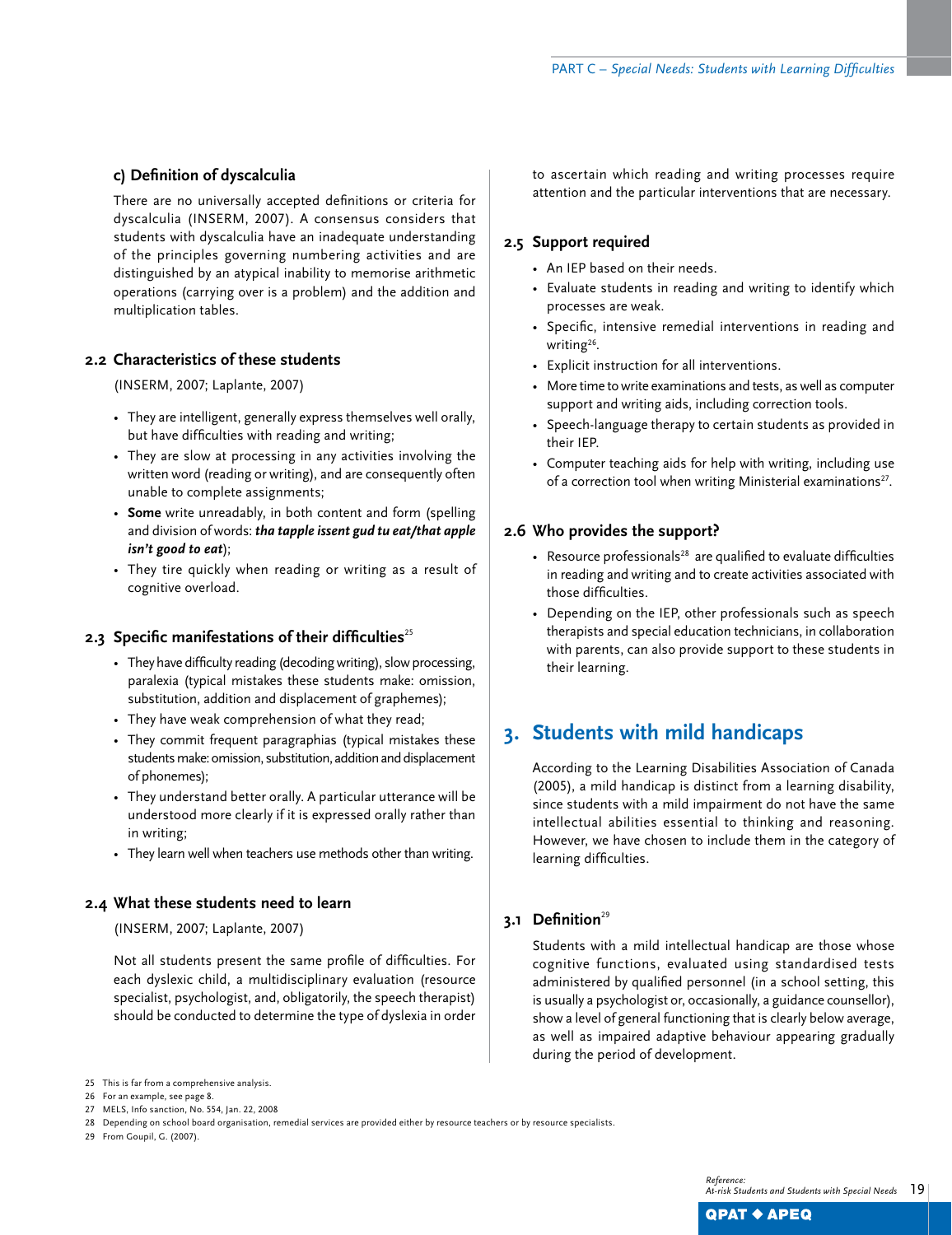### c) Definition of dyscalculia

There are no universally accepted definitions or criteria for dyscalculia (INSERM, 2007). A consensus considers that students with dyscalculia have an inadequate understanding of the principles governing numbering activities and are distinguished by an atypical inability to memorise arithmetic operations (carrying over is a problem) and the addition and multiplication tables.

## 2.2 Characteristics of these students

(INSERM, 2007; Laplante, 2007)

- They are intelligent, generally express themselves well orally, but have difficulties with reading and writing;
- They are slow at processing in any activities involving the written word (reading or writing), and are consequently often unable to complete assignments;
- **Some** write unreadably, in both content and form (spelling and division of words: ***tha tapple issent gud tu eat/that apple isn't good to eat***);
- They tire quickly when reading or writing as a result of cognitive overload.

## 2.3 Specific manifestations of their difficulties[25]

- They have difficulty reading (decoding writing), slow processing, paralexia (typical mistakes these students make: omission, substitution, addition and displacement of graphemes);
- They have weak comprehension of what they read;
- They commit frequent paragraphias (typical mistakes these students make: omission, substitution, addition and displacement of phonemes);
- They understand better orally. A particular utterance will be understood more clearly if it is expressed orally rather than in writing;
- They learn well when teachers use methods other than writing.

## 2.4 What these students need to learn

(INSERM, 2007; Laplante, 2007)

Not all students present the same profile of difficulties. For each dyslexic child, a multidisciplinary evaluation (resource specialist, psychologist, and, obligatorily, the speech therapist) should be conducted to determine the type of dyslexia in order to ascertain which reading and writing processes require attention and the particular interventions that are necessary.

## 2.5 Support required

- An IEP based on their needs.
- Evaluate students in reading and writing to identify which processes are weak.
- Specific, intensive remedial interventions in reading and writing[26].
- Explicit instruction for all interventions.
- More time to write examinations and tests, as well as computer support and writing aids, including correction tools.
- Speech-language therapy to certain students as provided in their IEP.
- Computer teaching aids for help with writing, including use of a correction tool when writing Ministerial examinations[27].

## 2.6 Who provides the support?

- Resource professionals[28] are qualified to evaluate difficulties in reading and writing and to create activities associated with those difficulties.
- Depending on the IEP, other professionals such as speech therapists and special education technicians, in collaboration with parents, can also provide support to these students in their learning.

# 3. Students with mild handicaps

According to the Learning Disabilities Association of Canada (2005), a mild handicap is distinct from a learning disability, since students with a mild impairment do not have the same intellectual abilities essential to thinking and reasoning. However, we have chosen to include them in the category of learning difficulties.

## 3.1 Definition[29]

Students with a mild intellectual handicap are those whose cognitive functions, evaluated using standardised tests administered by qualified personnel (in a school setting, this is usually a psychologist or, occasionally, a guidance counsellor), show a level of general functioning that is clearly below average, as well as impaired adaptive behaviour appearing gradually during the period of development.

---

25 This is far from a comprehensive analysis.
26 For an example, see page 8.
27 MELS, Info sanction, No. 554, Jan. 22, 2008
28 Depending on school board organisation, remedial services are provided either by resource teachers or by resource specialists.
29 From Goupil, G. (2007).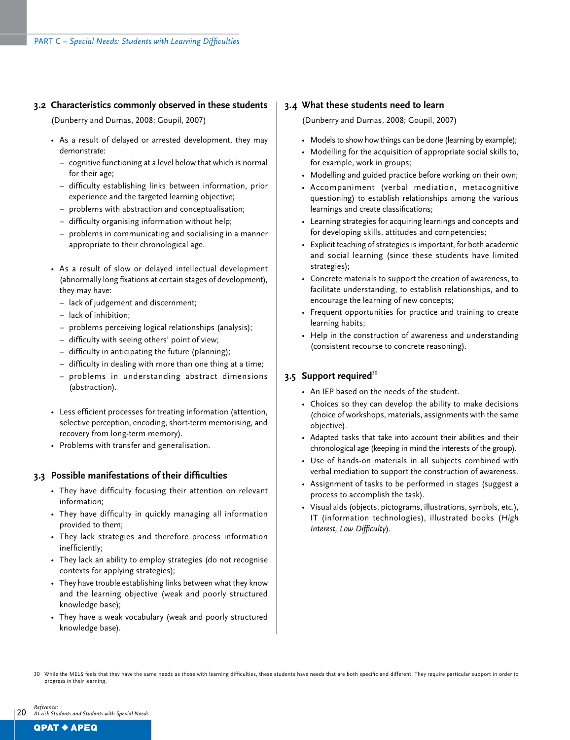### 3.2 Characteristics commonly observed in these students

(Dunberry and Dumas, 2008; Goupil, 2007)

- As a result of delayed or arrested development, they may demonstrate:
  - cognitive functioning at a level below that which is normal for their age;
  - difficulty establishing links between information, prior experience and the targeted learning objective;
  - problems with abstraction and conceptualisation;
  - difficulty organising information without help;
  - problems in communicating and socialising in a manner appropriate to their chronological age.

- As a result of slow or delayed intellectual development (abnormally long fixations at certain stages of development), they may have:
  - lack of judgement and discernment;
  - lack of inhibition;
  - problems perceiving logical relationships (analysis);
  - difficulty with seeing others' point of view;
  - difficulty in anticipating the future (planning);
  - difficulty in dealing with more than one thing at a time;
  - problems in understanding abstract dimensions (abstraction).

- Less efficient processes for treating information (attention, selective perception, encoding, short-term memorising, and recovery from long-term memory).
- Problems with transfer and generalisation.

### 3.3 Possible manifestations of their difficulties

- They have difficulty focusing their attention on relevant information;
- They have difficulty in quickly managing all information provided to them;
- They lack strategies and therefore process information inefficiently;
- They lack an ability to employ strategies (do not recognise contexts for applying strategies);
- They have trouble establishing links between what they know and the learning objective (weak and poorly structured knowledge base);
- They have a weak vocabulary (weak and poorly structured knowledge base).

### 3.4 What these students need to learn

(Dunberry and Dumas, 2008; Goupil, 2007)

- Models to show how things can be done (learning by example);
- Modelling for the acquisition of appropriate social skills to, for example, work in groups;
- Modelling and guided practice before working on their own;
- Accompaniment (verbal mediation, metacognitive questioning) to establish relationships among the various learnings and create classifications;
- Learning strategies for acquiring learnings and concepts and for developing skills, attitudes and competencies;
- Explicit teaching of strategies is important, for both academic and social learning (since these students have limited strategies);
- Concrete materials to support the creation of awareness, to facilitate understanding, to establish relationships, and to encourage the learning of new concepts;
- Frequent opportunities for practice and training to create learning habits;
- Help in the construction of awareness and understanding (consistent recourse to concrete reasoning).

### 3.5 Support required[30]

- An IEP based on the needs of the student.
- Choices so they can develop the ability to make decisions (choice of workshops, materials, assignments with the same objective).
- Adapted tasks that take into account their abilities and their chronological age (keeping in mind the interests of the group).
- Use of hands-on materials in all subjects combined with verbal mediation to support the construction of awareness.
- Assignment of tasks to be performed in stages (suggest a process to accomplish the task).
- Visual aids (objects, pictograms, illustrations, symbols, etc.), IT (information technologies), illustrated books (*High Interest, Low Difficulty*).

30 While the MELS feels that they have the same needs as those with learning difficulties, these students have needs that are both specific and different. They require particular support in order to progress in their learning.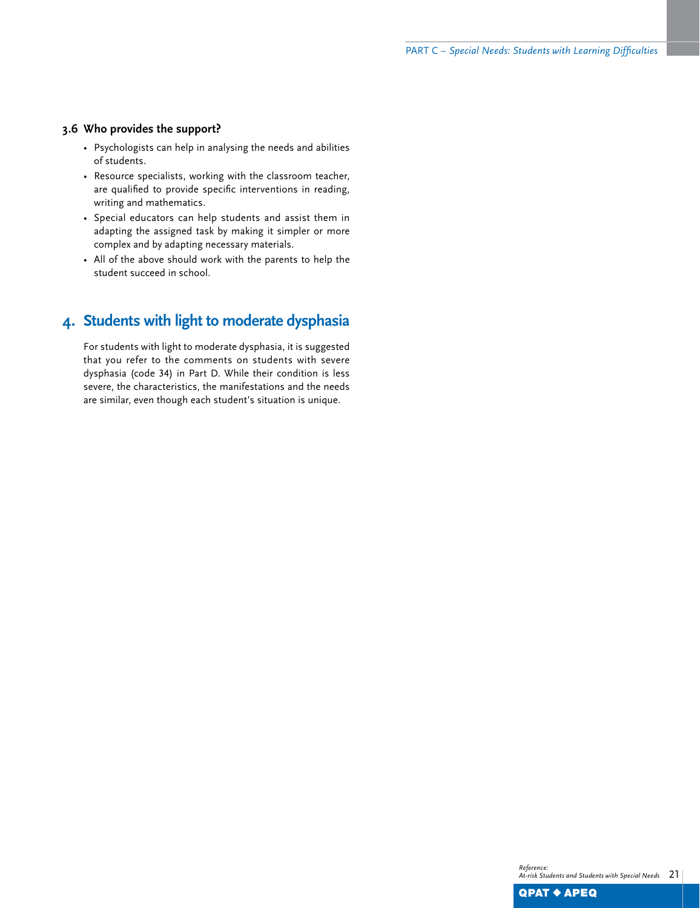### 3.6 Who provides the support?

- Psychologists can help in analysing the needs and abilities of students.
- Resource specialists, working with the classroom teacher, are qualified to provide specific interventions in reading, writing and mathematics.
- Special educators can help students and assist them in adapting the assigned task by making it simpler or more complex and by adapting necessary materials.
- All of the above should work with the parents to help the student succeed in school.

## 4. Students with light to moderate dysphasia

For students with light to moderate dysphasia, it is suggested that you refer to the comments on students with severe dysphasia (code 34) in Part D. While their condition is less severe, the characteristics, the manifestations and the needs are similar, even though each student's situation is unique.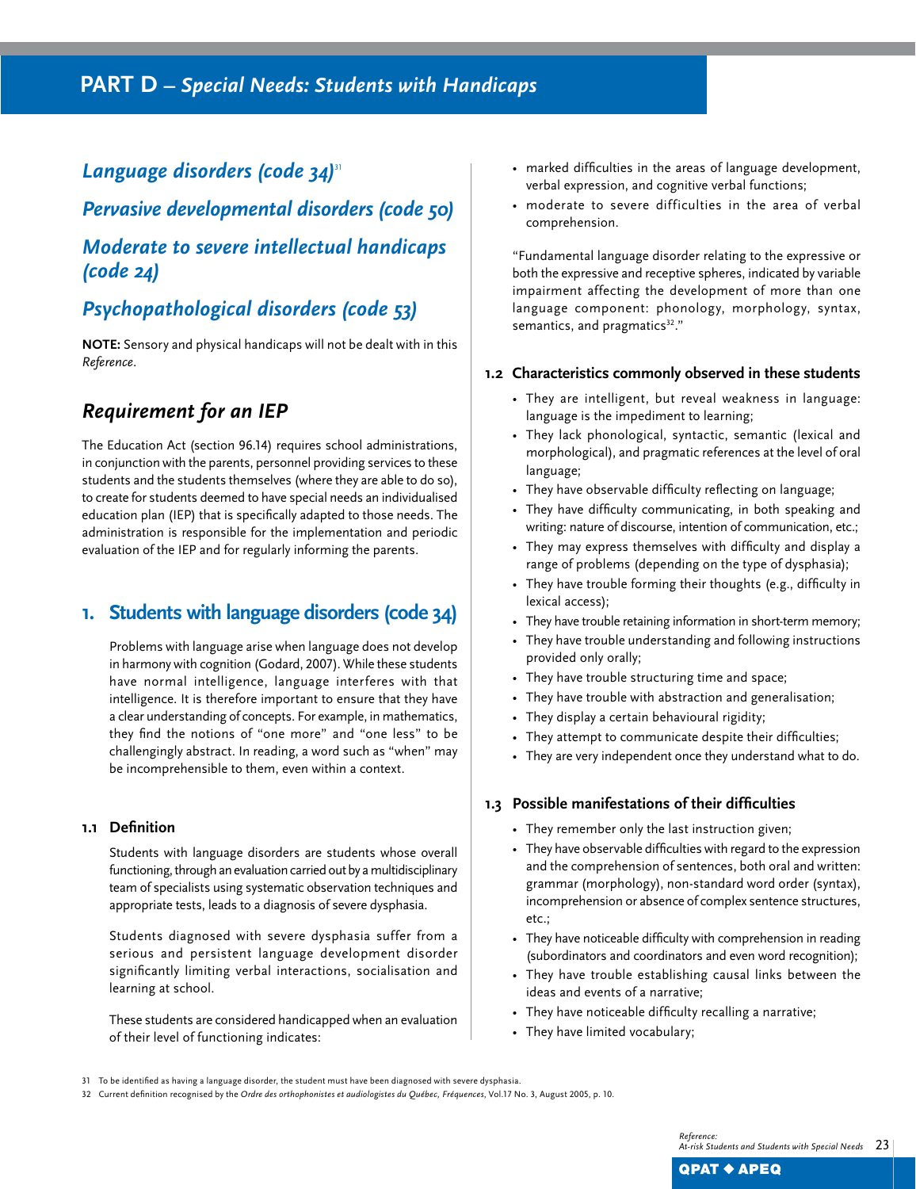## PART D – *Special Needs: Students with Handicaps*

### *Language disorders (code 34)*[31]

### *Pervasive developmental disorders (code 50)*

### *Moderate to severe intellectual handicaps (code 24)*

### *Psychopathological disorders (code 53)*

**NOTE:** Sensory and physical handicaps will not be dealt with in this *Reference*.

## *Requirement for an IEP*

The Education Act (section 96.14) requires school administrations, in conjunction with the parents, personnel providing services to these students and the students themselves (where they are able to do so), to create for students deemed to have special needs an individualised education plan (IEP) that is specifically adapted to those needs. The administration is responsible for the implementation and periodic evaluation of the IEP and for regularly informing the parents.

## 1. Students with language disorders (code 34)

Problems with language arise when language does not develop in harmony with cognition (Godard, 2007). While these students have normal intelligence, language interferes with that intelligence. It is therefore important to ensure that they have a clear understanding of concepts. For example, in mathematics, they find the notions of "one more" and "one less" to be challengingly abstract. In reading, a word such as "when" may be incomprehensible to them, even within a context.

### 1.1 Definition

Students with language disorders are students whose overall functioning, through an evaluation carried out by a multidisciplinary team of specialists using systematic observation techniques and appropriate tests, leads to a diagnosis of severe dysphasia.

Students diagnosed with severe dysphasia suffer from a serious and persistent language development disorder significantly limiting verbal interactions, socialisation and learning at school.

These students are considered handicapped when an evaluation of their level of functioning indicates:

- marked difficulties in the areas of language development, verbal expression, and cognitive verbal functions;
- moderate to severe difficulties in the area of verbal comprehension.

"Fundamental language disorder relating to the expressive or both the expressive and receptive spheres, indicated by variable impairment affecting the development of more than one language component: phonology, morphology, syntax, semantics, and pragmatics[32]."

### 1.2 Characteristics commonly observed in these students

- They are intelligent, but reveal weakness in language: language is the impediment to learning;
- They lack phonological, syntactic, semantic (lexical and morphological), and pragmatic references at the level of oral language;
- They have observable difficulty reflecting on language;
- They have difficulty communicating, in both speaking and writing: nature of discourse, intention of communication, etc.;
- They may express themselves with difficulty and display a range of problems (depending on the type of dysphasia);
- They have trouble forming their thoughts (e.g., difficulty in lexical access);
- They have trouble retaining information in short-term memory;
- They have trouble understanding and following instructions provided only orally;
- They have trouble structuring time and space;
- They have trouble with abstraction and generalisation;
- They display a certain behavioural rigidity;
- They attempt to communicate despite their difficulties;
- They are very independent once they understand what to do.

### 1.3 Possible manifestations of their difficulties

- They remember only the last instruction given;
- They have observable difficulties with regard to the expression and the comprehension of sentences, both oral and written: grammar (morphology), non-standard word order (syntax), incomprehension or absence of complex sentence structures, etc.;
- They have noticeable difficulty with comprehension in reading (subordinators and coordinators and even word recognition);
- They have trouble establishing causal links between the ideas and events of a narrative;
- They have noticeable difficulty recalling a narrative;
- They have limited vocabulary;

---

31 To be identified as having a language disorder, the student must have been diagnosed with severe dysphasia.

32 Current definition recognised by the *Ordre des orthophonistes et audiologistes du Québec*, *Fréquences*, Vol.17 No. 3, August 2005, p. 10.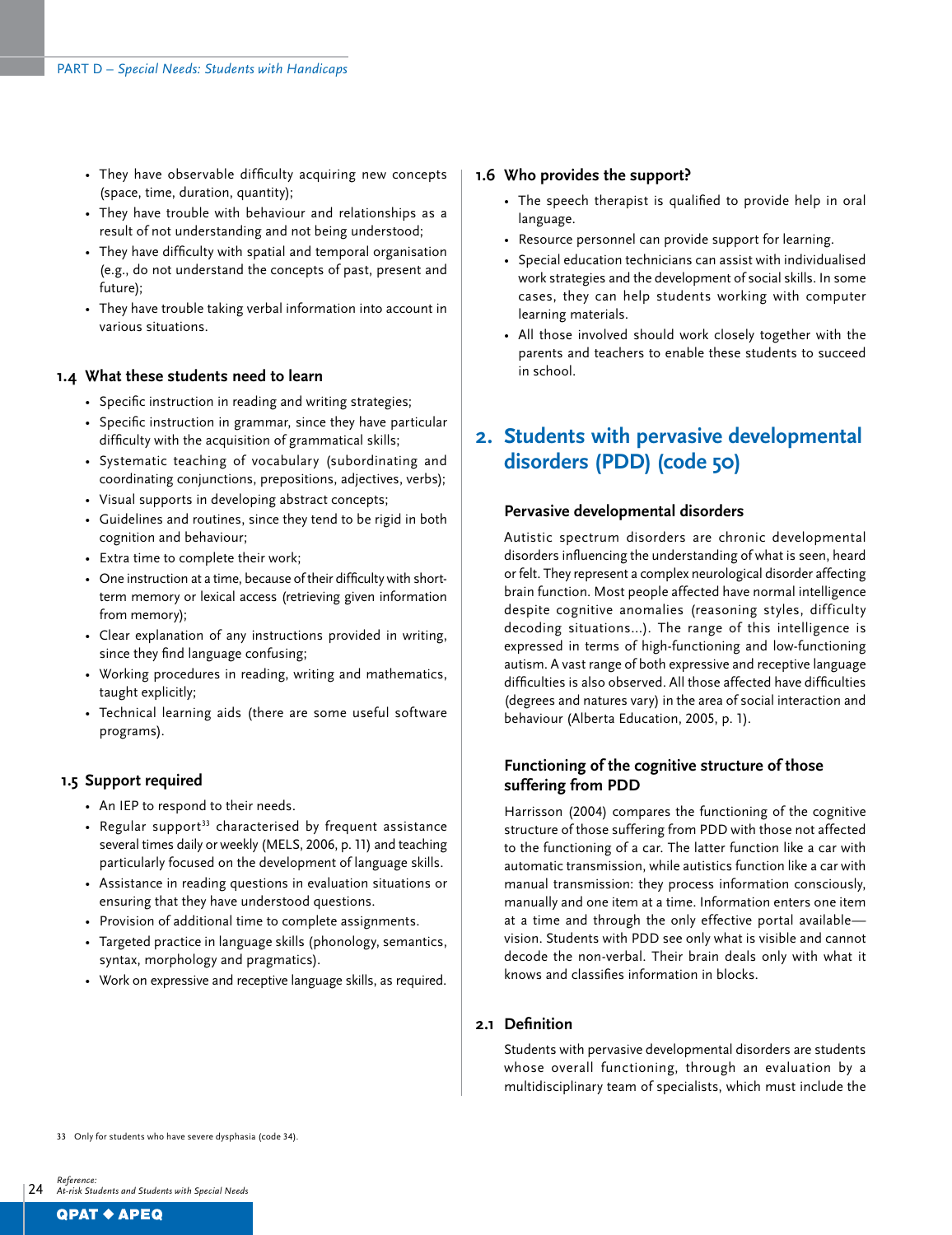- They have observable difficulty acquiring new concepts (space, time, duration, quantity);
- They have trouble with behaviour and relationships as a result of not understanding and not being understood;
- They have difficulty with spatial and temporal organisation (e.g., do not understand the concepts of past, present and future);
- They have trouble taking verbal information into account in various situations.

### 1.4 What these students need to learn

- Specific instruction in reading and writing strategies;
- Specific instruction in grammar, since they have particular difficulty with the acquisition of grammatical skills;
- Systematic teaching of vocabulary (subordinating and coordinating conjunctions, prepositions, adjectives, verbs);
- Visual supports in developing abstract concepts;
- Guidelines and routines, since they tend to be rigid in both cognition and behaviour;
- Extra time to complete their work;
- One instruction at a time, because of their difficulty with short-term memory or lexical access (retrieving given information from memory);
- Clear explanation of any instructions provided in writing, since they find language confusing;
- Working procedures in reading, writing and mathematics, taught explicitly;
- Technical learning aids (there are some useful software programs).

### 1.5 Support required

- An IEP to respond to their needs.
- Regular support[33] characterised by frequent assistance several times daily or weekly (MELS, 2006, p. 11) and teaching particularly focused on the development of language skills.
- Assistance in reading questions in evaluation situations or ensuring that they have understood questions.
- Provision of additional time to complete assignments.
- Targeted practice in language skills (phonology, semantics, syntax, morphology and pragmatics).
- Work on expressive and receptive language skills, as required.

### 1.6 Who provides the support?

- The speech therapist is qualified to provide help in oral language.
- Resource personnel can provide support for learning.
- Special education technicians can assist with individualised work strategies and the development of social skills. In some cases, they can help students working with computer learning materials.
- All those involved should work closely together with the parents and teachers to enable these students to succeed in school.

## 2. Students with pervasive developmental disorders (PDD) (code 50)

#### Pervasive developmental disorders

Autistic spectrum disorders are chronic developmental disorders influencing the understanding of what is seen, heard or felt. They represent a complex neurological disorder affecting brain function. Most people affected have normal intelligence despite cognitive anomalies (reasoning styles, difficulty decoding situations...). The range of this intelligence is expressed in terms of high-functioning and low-functioning autism. A vast range of both expressive and receptive language difficulties is also observed. All those affected have difficulties (degrees and natures vary) in the area of social interaction and behaviour (Alberta Education, 2005, p. 1).

#### Functioning of the cognitive structure of those suffering from PDD

Harrisson (2004) compares the functioning of the cognitive structure of those suffering from PDD with those not affected to the functioning of a car. The latter function like a car with automatic transmission, while autistics function like a car with manual transmission: they process information consciously, manually and one item at a time. Information enters one item at a time and through the only effective portal available—vision. Students with PDD see only what is visible and cannot decode the non-verbal. Their brain deals only with what it knows and classifies information in blocks.

### 2.1 Definition

Students with pervasive developmental disorders are students whose overall functioning, through an evaluation by a multidisciplinary team of specialists, which must include the

33 Only for students who have severe dysphasia (code 34).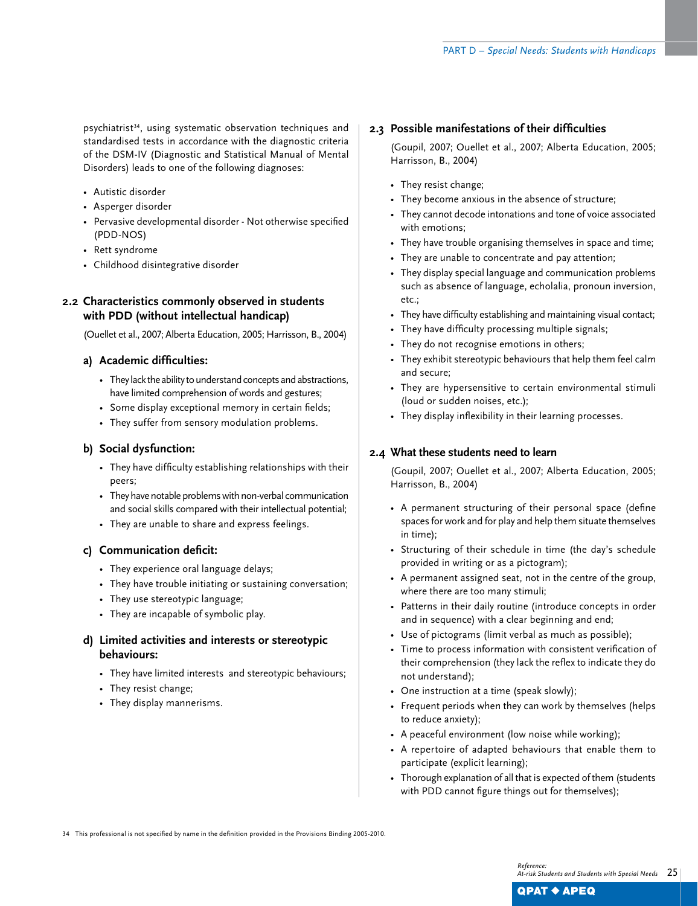psychiatrist[34], using systematic observation techniques and standardised tests in accordance with the diagnostic criteria of the DSM-IV (Diagnostic and Statistical Manual of Mental Disorders) leads to one of the following diagnoses:

- Autistic disorder
- Asperger disorder
- Pervasive developmental disorder - Not otherwise specified (PDD-NOS)
- Rett syndrome
- Childhood disintegrative disorder

## 2.2 Characteristics commonly observed in students with PDD (without intellectual handicap)

(Ouellet et al., 2007; Alberta Education, 2005; Harrisson, B., 2004)

### a) Academic difficulties:

- They lack the ability to understand concepts and abstractions, have limited comprehension of words and gestures;
- Some display exceptional memory in certain fields;
- They suffer from sensory modulation problems.

### b) Social dysfunction:

- They have difficulty establishing relationships with their peers;
- They have notable problems with non-verbal communication and social skills compared with their intellectual potential;
- They are unable to share and express feelings.

### c) Communication deficit:

- They experience oral language delays;
- They have trouble initiating or sustaining conversation;
- They use stereotypic language;
- They are incapable of symbolic play.

### d) Limited activities and interests or stereotypic behaviours:

- They have limited interests and stereotypic behaviours;
- They resist change;
- They display mannerisms.

## 2.3 Possible manifestations of their difficulties

(Goupil, 2007; Ouellet et al., 2007; Alberta Education, 2005; Harrisson, B., 2004)

- They resist change;
- They become anxious in the absence of structure;
- They cannot decode intonations and tone of voice associated with emotions;
- They have trouble organising themselves in space and time;
- They are unable to concentrate and pay attention;
- They display special language and communication problems such as absence of language, echolalia, pronoun inversion, etc.;
- They have difficulty establishing and maintaining visual contact;
- They have difficulty processing multiple signals;
- They do not recognise emotions in others;
- They exhibit stereotypic behaviours that help them feel calm and secure;
- They are hypersensitive to certain environmental stimuli (loud or sudden noises, etc.);
- They display inflexibility in their learning processes.

## 2.4 What these students need to learn

(Goupil, 2007; Ouellet et al., 2007; Alberta Education, 2005; Harrisson, B., 2004)

- A permanent structuring of their personal space (define spaces for work and for play and help them situate themselves in time);
- Structuring of their schedule in time (the day's schedule provided in writing or as a pictogram);
- A permanent assigned seat, not in the centre of the group, where there are too many stimuli;
- Patterns in their daily routine (introduce concepts in order and in sequence) with a clear beginning and end;
- Use of pictograms (limit verbal as much as possible);
- Time to process information with consistent verification of their comprehension (they lack the reflex to indicate they do not understand);
- One instruction at a time (speak slowly);
- Frequent periods when they can work by themselves (helps to reduce anxiety);
- A peaceful environment (low noise while working);
- A repertoire of adapted behaviours that enable them to participate (explicit learning);
- Thorough explanation of all that is expected of them (students with PDD cannot figure things out for themselves);

34 This professional is not specified by name in the definition provided in the Provisions Binding 2005-2010.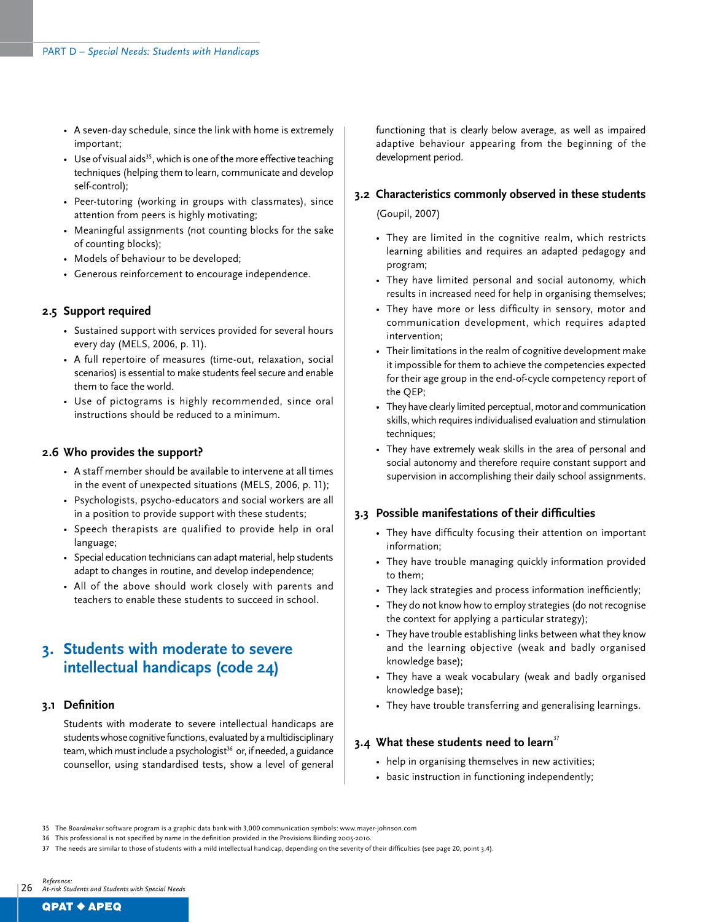- A seven-day schedule, since the link with home is extremely important;
- Use of visual aids[35], which is one of the more effective teaching techniques (helping them to learn, communicate and develop self-control);
- Peer-tutoring (working in groups with classmates), since attention from peers is highly motivating;
- Meaningful assignments (not counting blocks for the sake of counting blocks);
- Models of behaviour to be developed;
- Generous reinforcement to encourage independence.

### 2.5 Support required

- Sustained support with services provided for several hours every day (MELS, 2006, p. 11).
- A full repertoire of measures (time-out, relaxation, social scenarios) is essential to make students feel secure and enable them to face the world.
- Use of pictograms is highly recommended, since oral instructions should be reduced to a minimum.

### 2.6 Who provides the support?

- A staff member should be available to intervene at all times in the event of unexpected situations (MELS, 2006, p. 11);
- Psychologists, psycho-educators and social workers are all in a position to provide support with these students;
- Speech therapists are qualified to provide help in oral language;
- Special education technicians can adapt material, help students adapt to changes in routine, and develop independence;
- All of the above should work closely with parents and teachers to enable these students to succeed in school.

## 3. Students with moderate to severe intellectual handicaps (code 24)

### 3.1 Definition

Students with moderate to severe intellectual handicaps are students whose cognitive functions, evaluated by a multidisciplinary team, which must include a psychologist[36] or, if needed, a guidance counsellor, using standardised tests, show a level of general functioning that is clearly below average, as well as impaired adaptive behaviour appearing from the beginning of the development period.

### 3.2 Characteristics commonly observed in these students

(Goupil, 2007)

- They are limited in the cognitive realm, which restricts learning abilities and requires an adapted pedagogy and program;
- They have limited personal and social autonomy, which results in increased need for help in organising themselves;
- They have more or less difficulty in sensory, motor and communication development, which requires adapted intervention;
- Their limitations in the realm of cognitive development make it impossible for them to achieve the competencies expected for their age group in the end-of-cycle competency report of the QEP;
- They have clearly limited perceptual, motor and communication skills, which requires individualised evaluation and stimulation techniques;
- They have extremely weak skills in the area of personal and social autonomy and therefore require constant support and supervision in accomplishing their daily school assignments.

### 3.3 Possible manifestations of their difficulties

- They have difficulty focusing their attention on important information;
- They have trouble managing quickly information provided to them;
- They lack strategies and process information inefficiently;
- They do not know how to employ strategies (do not recognise the context for applying a particular strategy);
- They have trouble establishing links between what they know and the learning objective (weak and badly organised knowledge base);
- They have a weak vocabulary (weak and badly organised knowledge base);
- They have trouble transferring and generalising learnings.

### 3.4 What these students need to learn[37]

- help in organising themselves in new activities;
- basic instruction in functioning independently;

---

35 The *Boardmaker* software program is a graphic data bank with 3,000 communication symbols: www.mayer-johnson.com

36 This professional is not specified by name in the definition provided in the Provisions Binding 2005-2010.

37 The needs are similar to those of students with a mild intellectual handicap, depending on the severity of their difficulties (see page 20, point 3.4).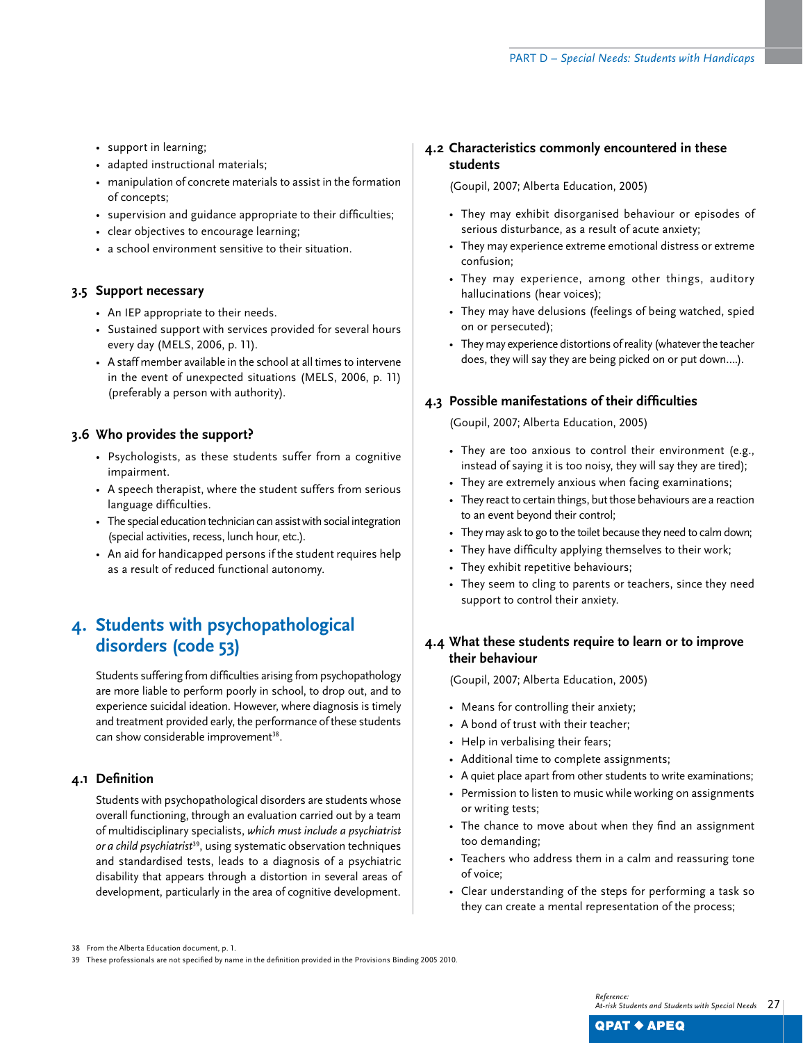- support in learning;
- adapted instructional materials;
- manipulation of concrete materials to assist in the formation of concepts;
- supervision and guidance appropriate to their difficulties;
- clear objectives to encourage learning;
- a school environment sensitive to their situation.

### 3.5 Support necessary

- An IEP appropriate to their needs.
- Sustained support with services provided for several hours every day (MELS, 2006, p. 11).
- A staff member available in the school at all times to intervene in the event of unexpected situations (MELS, 2006, p. 11) (preferably a person with authority).

### 3.6 Who provides the support?

- Psychologists, as these students suffer from a cognitive impairment.
- A speech therapist, where the student suffers from serious language difficulties.
- The special education technician can assist with social integration (special activities, recess, lunch hour, etc.).
- An aid for handicapped persons if the student requires help as a result of reduced functional autonomy.

## 4. Students with psychopathological disorders (code 53)

Students suffering from difficulties arising from psychopathology are more liable to perform poorly in school, to drop out, and to experience suicidal ideation. However, where diagnosis is timely and treatment provided early, the performance of these students can show considerable improvement[38].

### 4.1 Definition

Students with psychopathological disorders are students whose overall functioning, through an evaluation carried out by a team of multidisciplinary specialists, *which must include a psychiatrist or a child psychiatrist*[39], using systematic observation techniques and standardised tests, leads to a diagnosis of a psychiatric disability that appears through a distortion in several areas of development, particularly in the area of cognitive development.

### 4.2 Characteristics commonly encountered in these students

(Goupil, 2007; Alberta Education, 2005)

- They may exhibit disorganised behaviour or episodes of serious disturbance, as a result of acute anxiety;
- They may experience extreme emotional distress or extreme confusion;
- They may experience, among other things, auditory hallucinations (hear voices);
- They may have delusions (feelings of being watched, spied on or persecuted);
- They may experience distortions of reality (whatever the teacher does, they will say they are being picked on or put down….).

### 4.3 Possible manifestations of their difficulties

(Goupil, 2007; Alberta Education, 2005)

- They are too anxious to control their environment (e.g., instead of saying it is too noisy, they will say they are tired);
- They are extremely anxious when facing examinations;
- They react to certain things, but those behaviours are a reaction to an event beyond their control;
- They may ask to go to the toilet because they need to calm down;
- They have difficulty applying themselves to their work;
- They exhibit repetitive behaviours;
- They seem to cling to parents or teachers, since they need support to control their anxiety.

### 4.4 What these students require to learn or to improve their behaviour

(Goupil, 2007; Alberta Education, 2005)

- Means for controlling their anxiety;
- A bond of trust with their teacher;
- Help in verbalising their fears;
- Additional time to complete assignments;
- A quiet place apart from other students to write examinations;
- Permission to listen to music while working on assignments or writing tests;
- The chance to move about when they find an assignment too demanding;
- Teachers who address them in a calm and reassuring tone of voice;
- Clear understanding of the steps for performing a task so they can create a mental representation of the process;

---

38 From the Alberta Education document, p. 1.

39 These professionals are not specified by name in the definition provided in the Provisions Binding 2005 2010.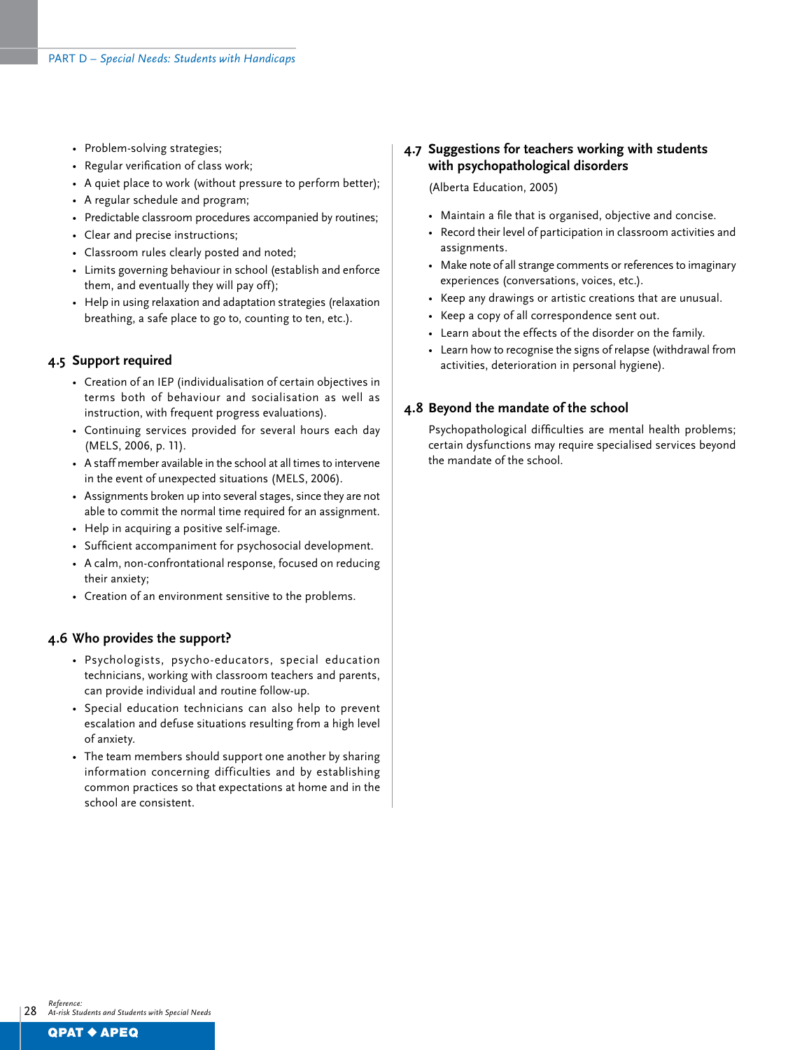- Problem-solving strategies;
- Regular verification of class work;
- A quiet place to work (without pressure to perform better);
- A regular schedule and program;
- Predictable classroom procedures accompanied by routines;
- Clear and precise instructions;
- Classroom rules clearly posted and noted;
- Limits governing behaviour in school (establish and enforce them, and eventually they will pay off);
- Help in using relaxation and adaptation strategies (relaxation breathing, a safe place to go to, counting to ten, etc.).

### 4.5 Support required

- Creation of an IEP (individualisation of certain objectives in terms both of behaviour and socialisation as well as instruction, with frequent progress evaluations).
- Continuing services provided for several hours each day (MELS, 2006, p. 11).
- A staff member available in the school at all times to intervene in the event of unexpected situations (MELS, 2006).
- Assignments broken up into several stages, since they are not able to commit the normal time required for an assignment.
- Help in acquiring a positive self-image.
- Sufficient accompaniment for psychosocial development.
- A calm, non-confrontational response, focused on reducing their anxiety;
- Creation of an environment sensitive to the problems.

### 4.6 Who provides the support?

- Psychologists, psycho-educators, special education technicians, working with classroom teachers and parents, can provide individual and routine follow-up.
- Special education technicians can also help to prevent escalation and defuse situations resulting from a high level of anxiety.
- The team members should support one another by sharing information concerning difficulties and by establishing common practices so that expectations at home and in the school are consistent.

### 4.7 Suggestions for teachers working with students with psychopathological disorders

(Alberta Education, 2005)

- Maintain a file that is organised, objective and concise.
- Record their level of participation in classroom activities and assignments.
- Make note of all strange comments or references to imaginary experiences (conversations, voices, etc.).
- Keep any drawings or artistic creations that are unusual.
- Keep a copy of all correspondence sent out.
- Learn about the effects of the disorder on the family.
- Learn how to recognise the signs of relapse (withdrawal from activities, deterioration in personal hygiene).

### 4.8 Beyond the mandate of the school

Psychopathological difficulties are mental health problems; certain dysfunctions may require specialised services beyond the mandate of the school.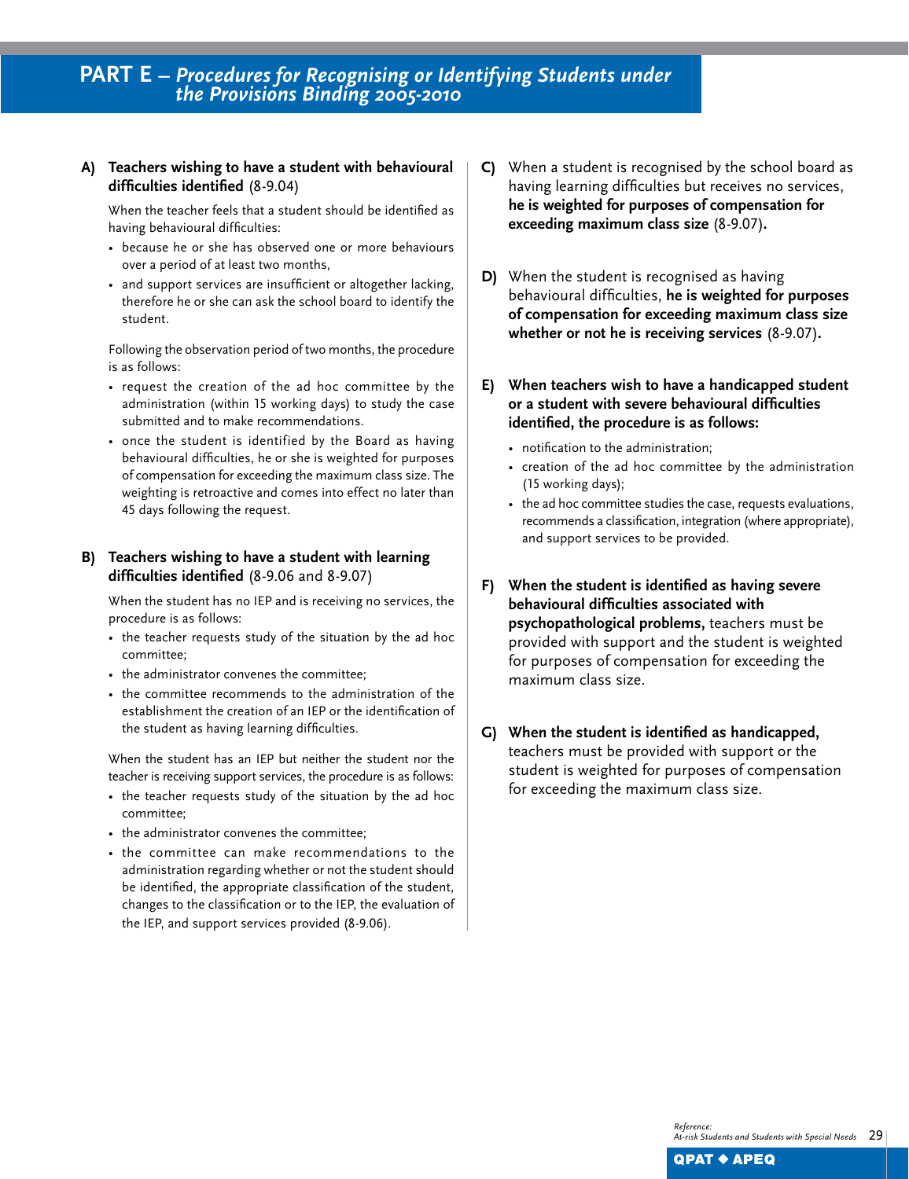# PART E – *Procedures for Recognising or Identifying Students under the Provisions Binding 2005-2010*

**A) Teachers wishing to have a student with behavioural difficulties identified** (8-9.04)

When the teacher feels that a student should be identified as having behavioural difficulties:

- because he or she has observed one or more behaviours over a period of at least two months,
- and support services are insufficient or altogether lacking, therefore he or she can ask the school board to identify the student.

Following the observation period of two months, the procedure is as follows:

- request the creation of the ad hoc committee by the administration (within 15 working days) to study the case submitted and to make recommendations.
- once the student is identified by the Board as having behavioural difficulties, he or she is weighted for purposes of compensation for exceeding the maximum class size. The weighting is retroactive and comes into effect no later than 45 days following the request.

**B) Teachers wishing to have a student with learning difficulties identified** (8-9.06 and 8-9.07)

When the student has no IEP and is receiving no services, the procedure is as follows:

- the teacher requests study of the situation by the ad hoc committee;
- the administrator convenes the committee;
- the committee recommends to the administration of the establishment the creation of an IEP or the identification of the student as having learning difficulties.

When the student has an IEP but neither the student nor the teacher is receiving support services, the procedure is as follows:

- the teacher requests study of the situation by the ad hoc committee;
- the administrator convenes the committee;
- the committee can make recommendations to the administration regarding whether or not the student should be identified, the appropriate classification of the student, changes to the classification or to the IEP, the evaluation of the IEP, and support services provided (8-9.06).

**C)** When a student is recognised by the school board as having learning difficulties but receives no services, **he is weighted for purposes of compensation for exceeding maximum class size** (8-9.07)**.**

**D)** When the student is recognised as having behavioural difficulties, **he is weighted for purposes of compensation for exceeding maximum class size whether or not he is receiving services** (8-9.07)**.**

**E) When teachers wish to have a handicapped student or a student with severe behavioural difficulties identified, the procedure is as follows:**

- notification to the administration;
- creation of the ad hoc committee by the administration (15 working days);
- the ad hoc committee studies the case, requests evaluations, recommends a classification, integration (where appropriate), and support services to be provided.

**F) When the student is identified as having severe behavioural difficulties associated with psychopathological problems,** teachers must be provided with support and the student is weighted for purposes of compensation for exceeding the maximum class size.

**G) When the student is identified as handicapped,** teachers must be provided with support or the student is weighted for purposes of compensation for exceeding the maximum class size.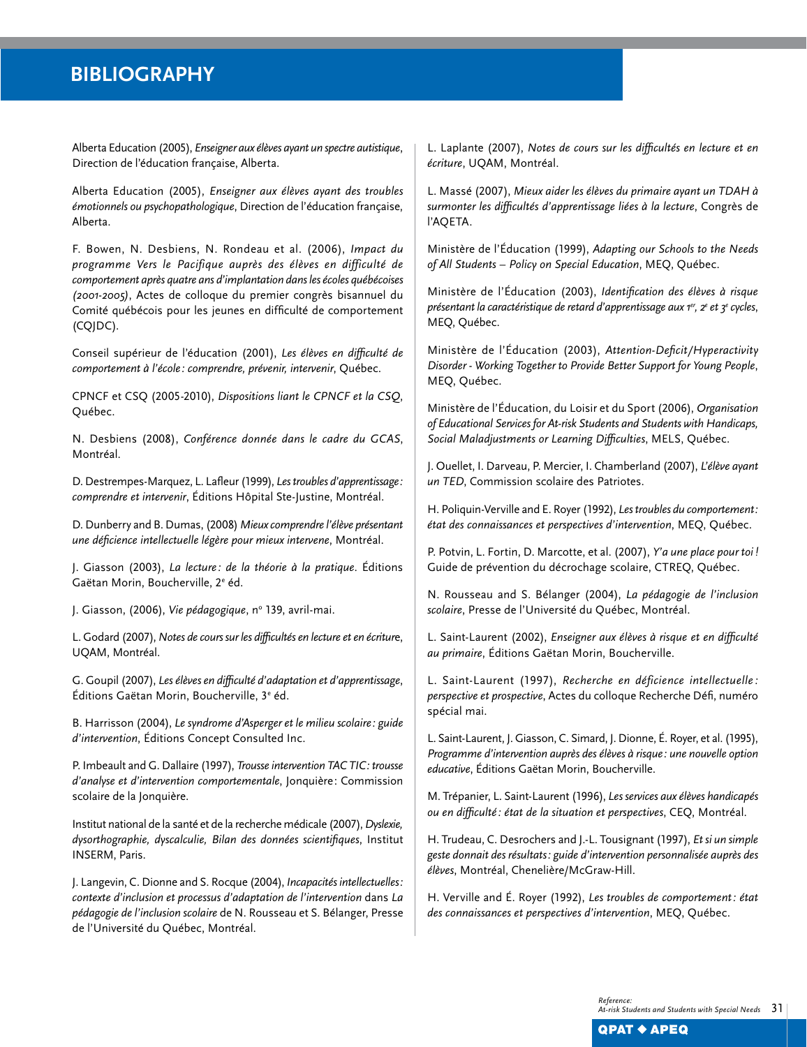# BIBLIOGRAPHY

Alberta Education (2005), *Enseigner aux élèves ayant un spectre autistique*, Direction de l'éducation française, Alberta.

Alberta Education (2005), *Enseigner aux élèves ayant des troubles émotionnels ou psychopathologique*, Direction de l'éducation française, Alberta.

F. Bowen, N. Desbiens, N. Rondeau et al. (2006), *Impact du programme Vers le Pacifique auprès des élèves en difficulté de comportement après quatre ans d'implantation dans les écoles québécoises (2001-2005)*, Actes de colloque du premier congrès bisannuel du Comité québécois pour les jeunes en difficulté de comportement (CQJDC).

Conseil supérieur de l'éducation (2001), *Les élèves en difficulté de comportement à l'école : comprendre, prévenir, intervenir*, Québec.

CPNCF et CSQ (2005-2010), *Dispositions liant le CPNCF et la CSQ*, Québec.

N. Desbiens (2008), *Conférence donnée dans le cadre du GCAS*, Montréal.

D. Destrempes-Marquez, L. Lafleur (1999), *Les troubles d'apprentissage : comprendre et intervenir*, Éditions Hôpital Ste-Justine, Montréal.

D. Dunberry and B. Dumas, (2008) *Mieux comprendre l'élève présentant une déficience intellectuelle légère pour mieux intervene*, Montréal.

J. Giasson (2003), *La lecture : de la théorie à la pratique*. Éditions Gaëtan Morin, Boucherville, 2e éd.

J. Giasson, (2006), *Vie pédagogique*, no 139, avril-mai.

L. Godard (2007), *Notes de cours sur les difficultés en lecture et en écriture*, UQAM, Montréal.

G. Goupil (2007), *Les élèves en difficulté d'adaptation et d'apprentissage*, Éditions Gaëtan Morin, Boucherville, 3e éd.

B. Harrisson (2004), *Le syndrome d'Asperger et le milieu scolaire : guide d'intervention*, Éditions Concept Consulted Inc.

P. Imbeault and G. Dallaire (1997), *Trousse intervention TAC TIC : trousse d'analyse et d'intervention comportementale*, Jonquière : Commission scolaire de la Jonquière.

Institut national de la santé et de la recherche médicale (2007), *Dyslexie, dysorthographie, dyscalculie, Bilan des données scientifiques*, Institut INSERM, Paris.

J. Langevin, C. Dionne and S. Rocque (2004), *Incapacités intellectuelles : contexte d'inclusion et processus d'adaptation de l'intervention* dans *La pédagogie de l'inclusion scolaire* de N. Rousseau et S. Bélanger, Presse de l'Université du Québec, Montréal.

L. Laplante (2007), *Notes de cours sur les difficultés en lecture et en écriture*, UQAM, Montréal.

L. Massé (2007), *Mieux aider les élèves du primaire ayant un TDAH à surmonter les difficultés d'apprentissage liées à la lecture*, Congrès de l'AQETA.

Ministère de l'Éducation (1999), *Adapting our Schools to the Needs of All Students – Policy on Special Education*, MEQ, Québec.

Ministère de l'Éducation (2003), *Identification des élèves à risque présentant la caractéristique de retard d'apprentissage aux 1er, 2e et 3e cycles*, MEQ, Québec.

Ministère de l'Éducation (2003), *Attention-Deficit/Hyperactivity Disorder - Working Together to Provide Better Support for Young People*, MEQ, Québec.

Ministère de l'Éducation, du Loisir et du Sport (2006), *Organisation of Educational Services for At-risk Students and Students with Handicaps, Social Maladjustments or Learning Difficulties*, MELS, Québec.

J. Ouellet, I. Darveau, P. Mercier, I. Chamberland (2007), *L'élève ayant un TED*, Commission scolaire des Patriotes.

H. Poliquin-Verville and E. Royer (1992), *Les troubles du comportement : état des connaissances et perspectives d'intervention*, MEQ, Québec.

P. Potvin, L. Fortin, D. Marcotte, et al. (2007), *Y'a une place pour toi !* Guide de prévention du décrochage scolaire, CTREQ, Québec.

N. Rousseau and S. Bélanger (2004), *La pédagogie de l'inclusion scolaire*, Presse de l'Université du Québec, Montréal.

L. Saint-Laurent (2002), *Enseigner aux élèves à risque et en difficulté au primaire*, Éditions Gaëtan Morin, Boucherville.

L. Saint-Laurent (1997), *Recherche en déficience intellectuelle : perspective et prospective*, Actes du colloque Recherche Défi, numéro spécial mai.

L. Saint-Laurent, J. Giasson, C. Simard, J. Dionne, É. Royer, et al. (1995), *Programme d'intervention auprès des élèves à risque : une nouvelle option educative*, Éditions Gaëtan Morin, Boucherville.

M. Trépanier, L. Saint-Laurent (1996), *Les services aux élèves handicapés ou en difficulté : état de la situation et perspectives*, CEQ, Montréal.

H. Trudeau, C. Desrochers and J.-L. Tousignant (1997), *Et si un simple geste donnait des résultats : guide d'intervention personnalisée auprès des élèves*, Montréal, Chenelière/McGraw-Hill.

H. Verville and É. Royer (1992), *Les troubles de comportement : état des connaissances et perspectives d'intervention*, MEQ, Québec.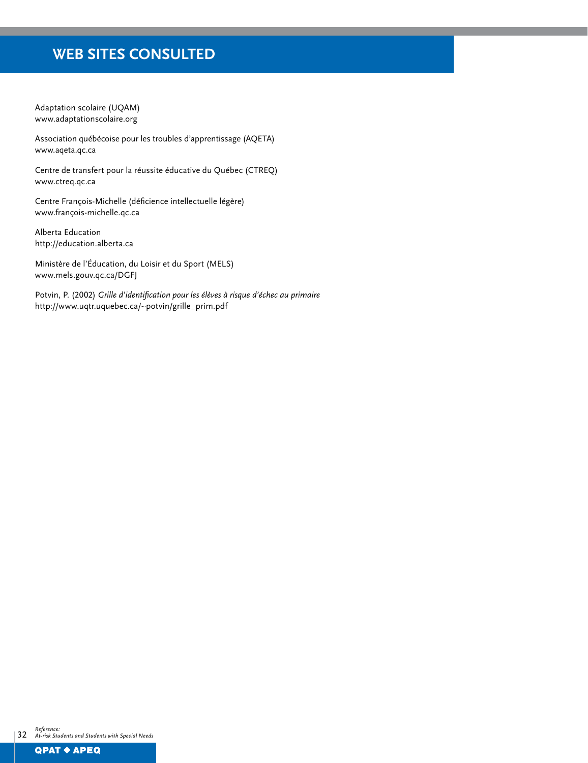# WEB SITES CONSULTED

Adaptation scolaire (UQAM)
www.adaptationscolaire.org

Association québécoise pour les troubles d'apprentissage (AQETA)
www.aqeta.qc.ca

Centre de transfert pour la réussite éducative du Québec (CTREQ)
www.ctreq.qc.ca

Centre François-Michelle (déficience intellectuelle légère)
www.françois-michelle.qc.ca

Alberta Education
http://education.alberta.ca

Ministère de l'Éducation, du Loisir et du Sport (MELS)
www.mels.gouv.qc.ca/DGFJ

Potvin, P. (2002) *Grille d'identification pour les élèves à risque d'échec au primaire*
http://www.uqtr.uquebec.ca/~potvin/grille_prim.pdf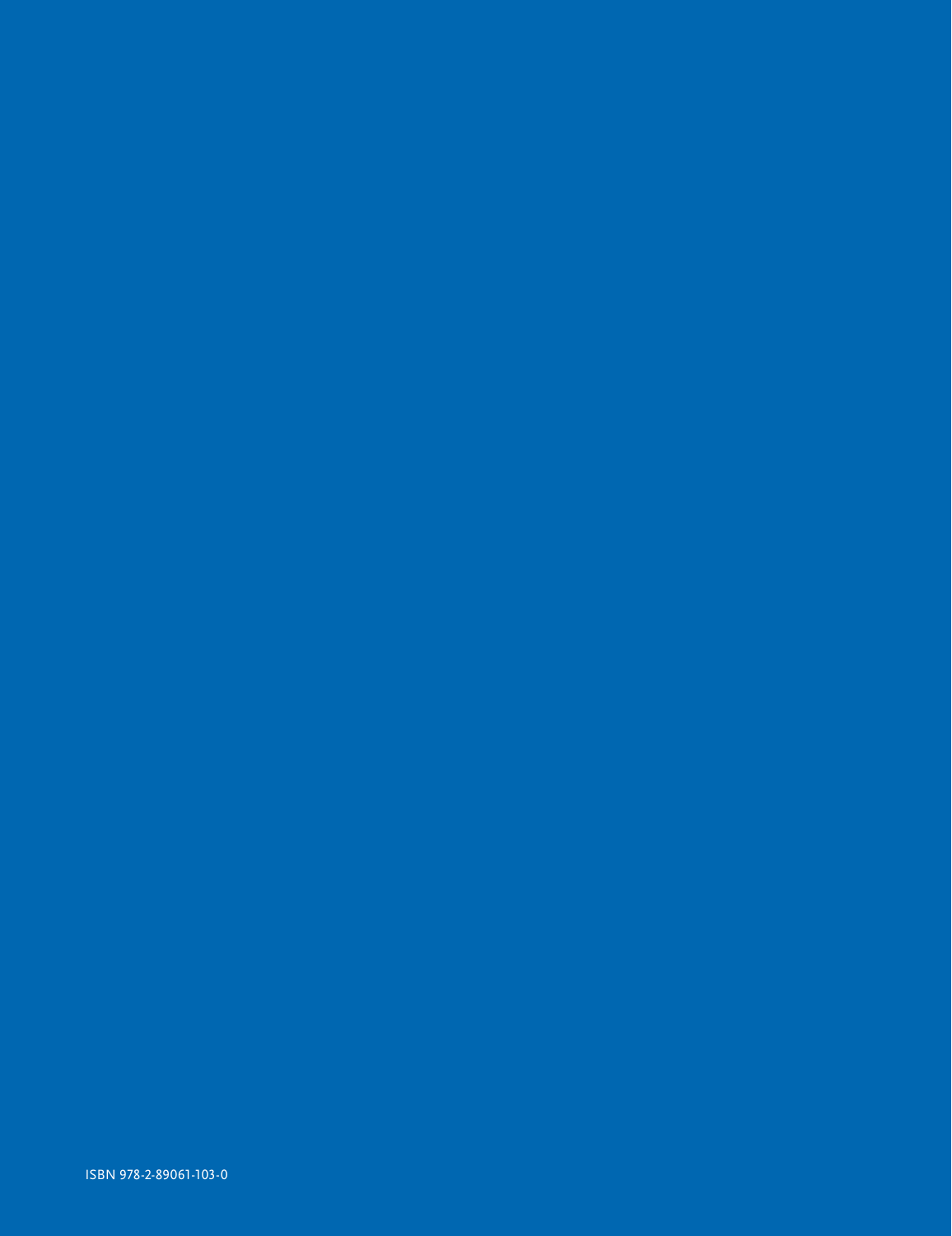ISBN 978-2-89061-103-0